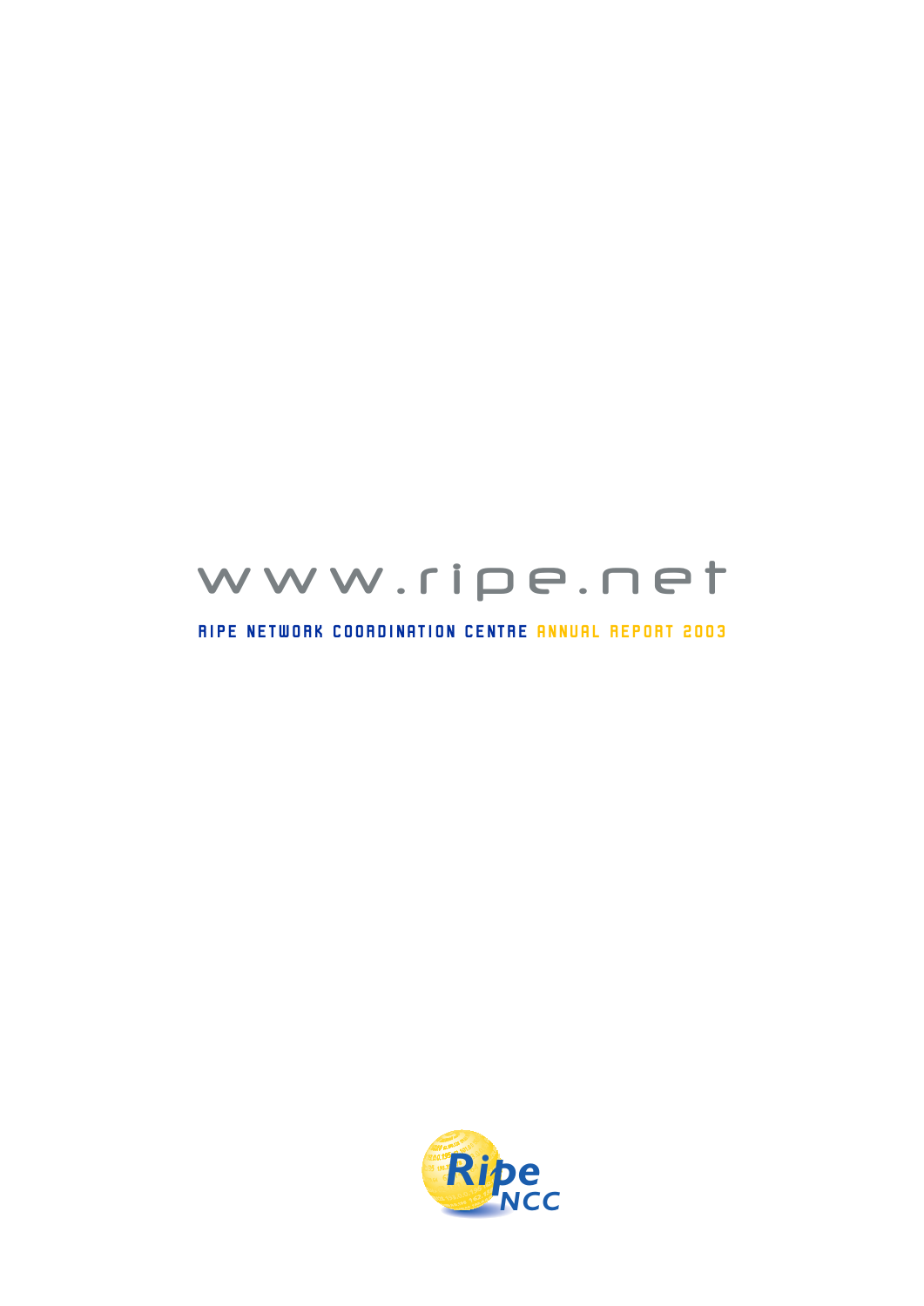www.ripe.net

RIPE NETWORK COORDINATION CENTRE ANNUAL REPORT 2003

Ripe NCC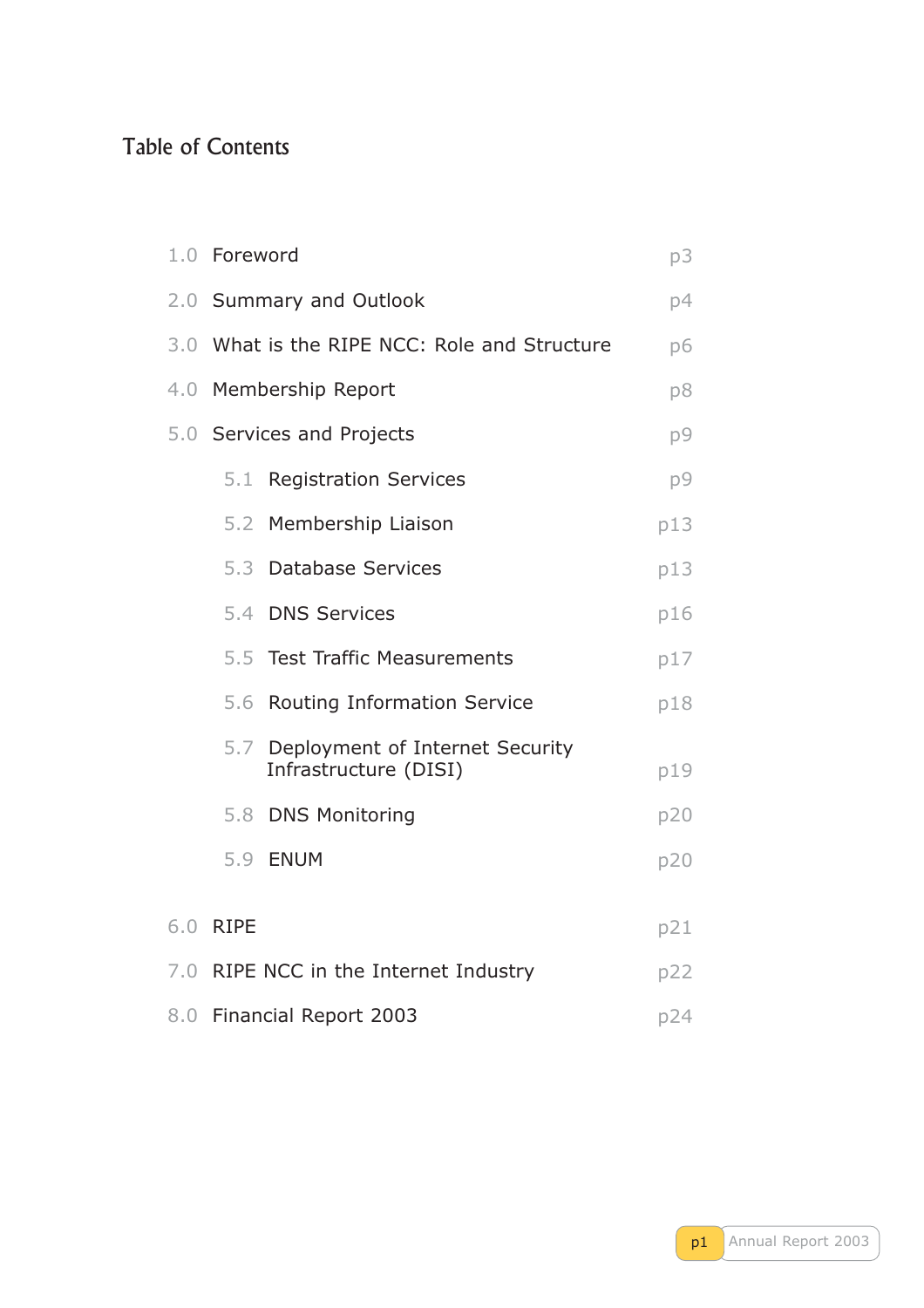# Table of Contents

| | | |
|---|---|---|
| 1.0 | Foreword | p3 |
| 2.0 | Summary and Outlook | p4 |
| 3.0 | What is the RIPE NCC: Role and Structure | p6 |
| 4.0 | Membership Report | p8 |
| 5.0 | Services and Projects | p9 |
| 5.1 | Registration Services | p9 |
| 5.2 | Membership Liaison | p13 |
| 5.3 | Database Services | p13 |
| 5.4 | DNS Services | p16 |
| 5.5 | Test Traffic Measurements | p17 |
| 5.6 | Routing Information Service | p18 |
| 5.7 | Deployment of Internet Security Infrastructure (DISI) | p19 |
| 5.8 | DNS Monitoring | p20 |
| 5.9 | ENUM | p20 |
| 6.0 | RIPE | p21 |
| 7.0 | RIPE NCC in the Internet Industry | p22 |
| 8.0 | Financial Report 2003 | p24 |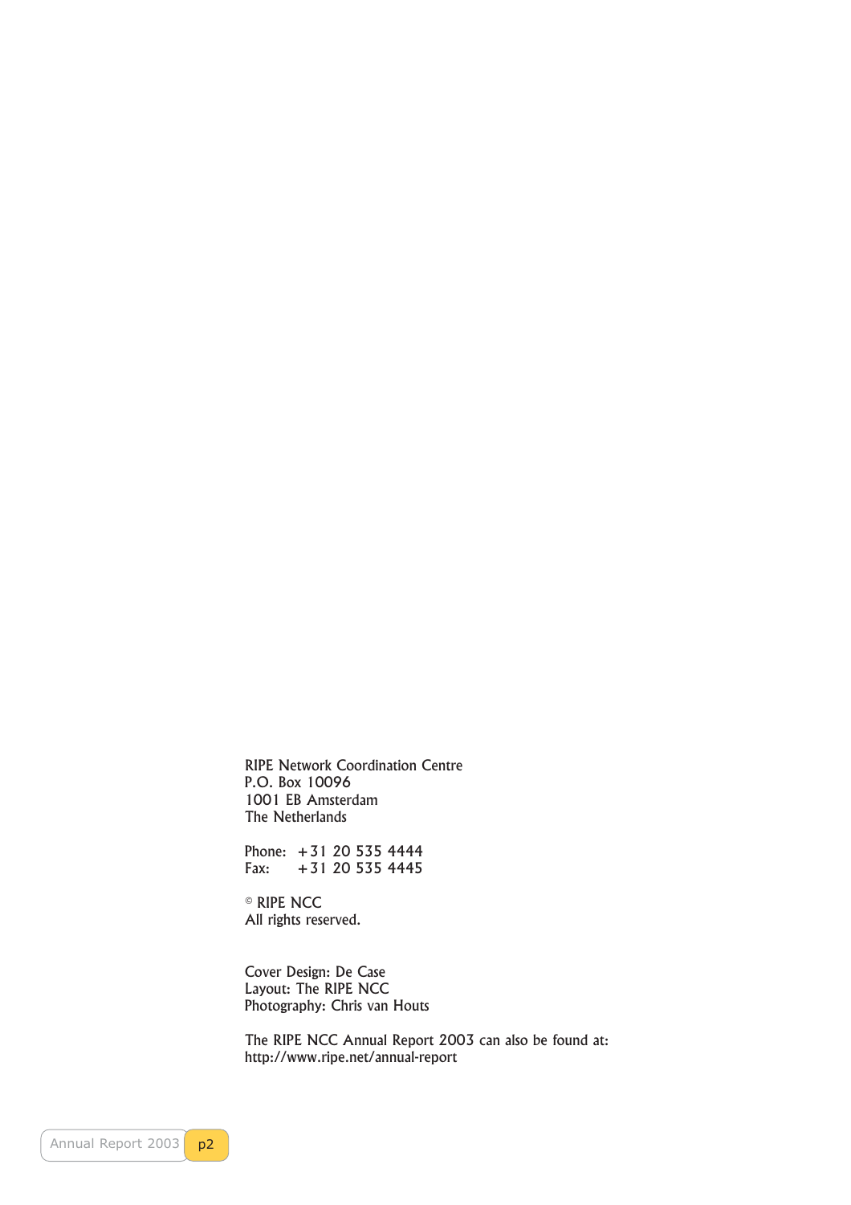RIPE Network Coordination Centre
P.O. Box 10096
1001 EB Amsterdam
The Netherlands

Phone: +31 20 535 4444
Fax: +31 20 535 4445

© RIPE NCC
All rights reserved.

Cover Design: De Case
Layout: The RIPE NCC
Photography: Chris van Houts

The RIPE NCC Annual Report 2003 can also be found at:
http://www.ripe.net/annual-report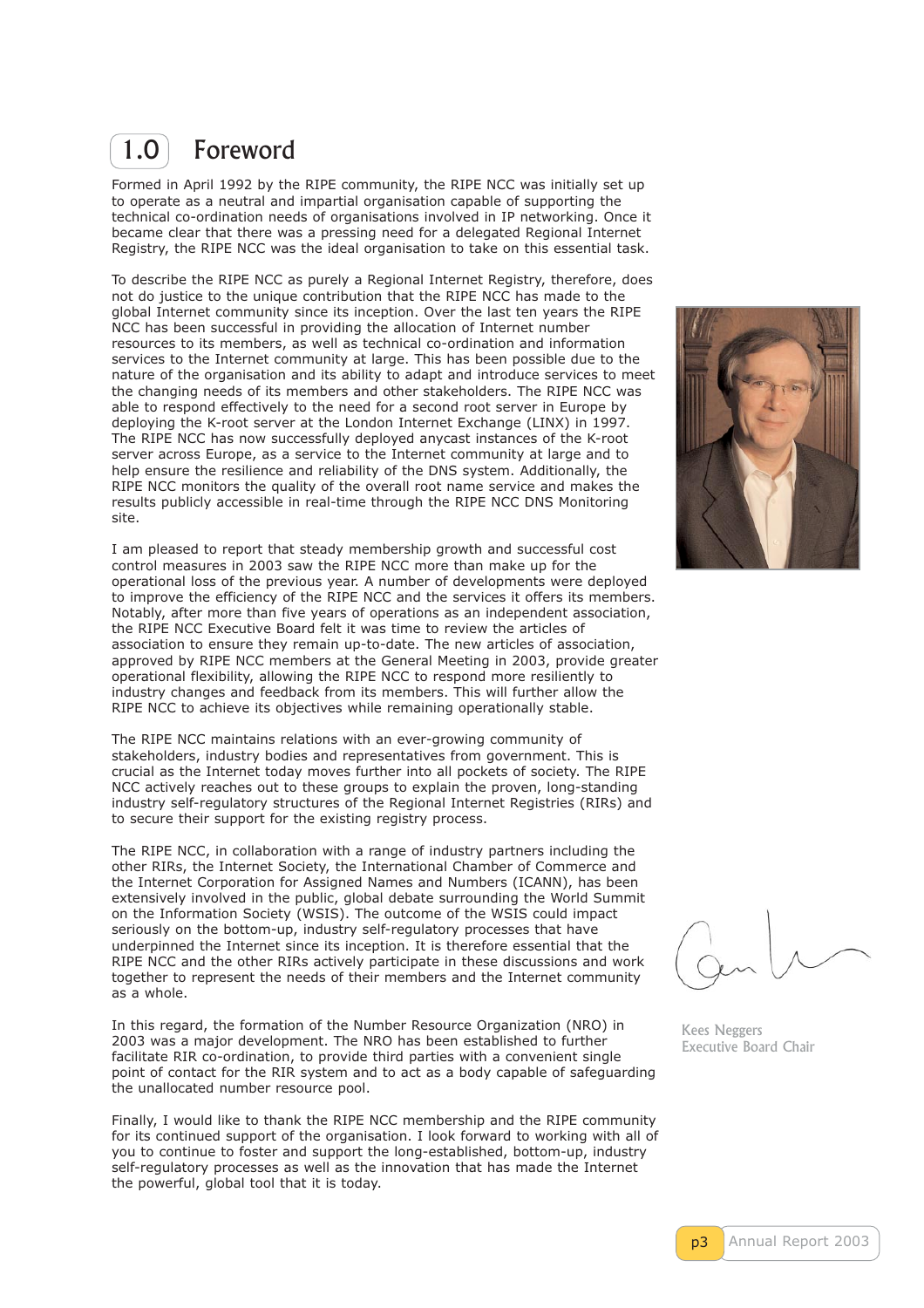# 1.0 Foreword

Formed in April 1992 by the RIPE community, the RIPE NCC was initially set up to operate as a neutral and impartial organisation capable of supporting the technical co-ordination needs of organisations involved in IP networking. Once it became clear that there was a pressing need for a delegated Regional Internet Registry, the RIPE NCC was the ideal organisation to take on this essential task.

To describe the RIPE NCC as purely a Regional Internet Registry, therefore, does not do justice to the unique contribution that the RIPE NCC has made to the global Internet community since its inception. Over the last ten years the RIPE NCC has been successful in providing the allocation of Internet number resources to its members, as well as technical co-ordination and information services to the Internet community at large. This has been possible due to the nature of the organisation and its ability to adapt and introduce services to meet the changing needs of its members and other stakeholders. The RIPE NCC was able to respond effectively to the need for a second root server in Europe by deploying the K-root server at the London Internet Exchange (LINX) in 1997. The RIPE NCC has now successfully deployed anycast instances of the K-root server across Europe, as a service to the Internet community at large and to help ensure the resilience and reliability of the DNS system. Additionally, the RIPE NCC monitors the quality of the overall root name service and makes the results publicly accessible in real-time through the RIPE NCC DNS Monitoring site.

I am pleased to report that steady membership growth and successful cost control measures in 2003 saw the RIPE NCC more than make up for the operational loss of the previous year. A number of developments were deployed to improve the efficiency of the RIPE NCC and the services it offers its members. Notably, after more than five years of operations as an independent association, the RIPE NCC Executive Board felt it was time to review the articles of association to ensure they remain up-to-date. The new articles of association, approved by RIPE NCC members at the General Meeting in 2003, provide greater operational flexibility, allowing the RIPE NCC to respond more resiliently to industry changes and feedback from its members. This will further allow the RIPE NCC to achieve its objectives while remaining operationally stable.

The RIPE NCC maintains relations with an ever-growing community of stakeholders, industry bodies and representatives from government. This is crucial as the Internet today moves further into all pockets of society. The RIPE NCC actively reaches out to these groups to explain the proven, long-standing industry self-regulatory structures of the Regional Internet Registries (RIRs) and to secure their support for the existing registry process.

The RIPE NCC, in collaboration with a range of industry partners including the other RIRs, the Internet Society, the International Chamber of Commerce and the Internet Corporation for Assigned Names and Numbers (ICANN), has been extensively involved in the public, global debate surrounding the World Summit on the Information Society (WSIS). The outcome of the WSIS could impact seriously on the bottom-up, industry self-regulatory processes that have underpinned the Internet since its inception. It is therefore essential that the RIPE NCC and the other RIRs actively participate in these discussions and work together to represent the needs of their members and the Internet community as a whole.

In this regard, the formation of the Number Resource Organization (NRO) in 2003 was a major development. The NRO has been established to further facilitate RIR co-ordination, to provide third parties with a convenient single point of contact for the RIR system and to act as a body capable of safeguarding the unallocated number resource pool.

Finally, I would like to thank the RIPE NCC membership and the RIPE community for its continued support of the organisation. I look forward to working with all of you to continue to foster and support the long-established, bottom-up, industry self-regulatory processes as well as the innovation that has made the Internet the powerful, global tool that it is today.

Kees Neggers
Executive Board Chair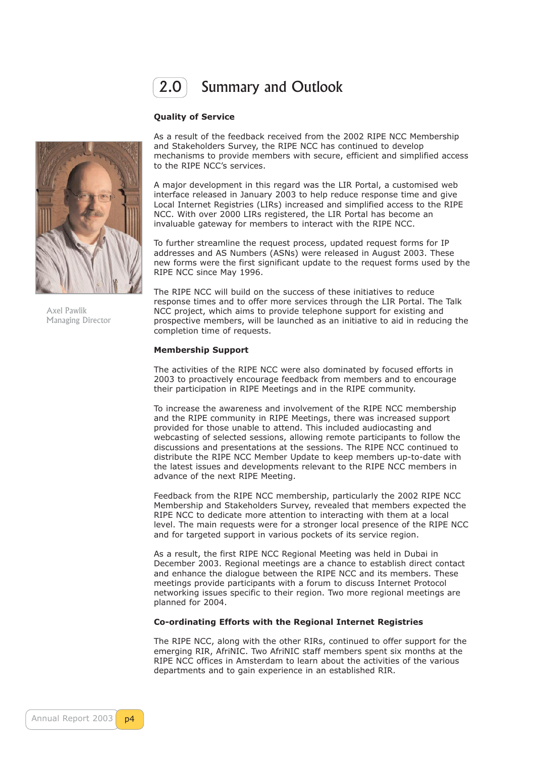# 2.0 Summary and Outlook

Axel Pawlik
Managing Director

### Quality of Service

As a result of the feedback received from the 2002 RIPE NCC Membership and Stakeholders Survey, the RIPE NCC has continued to develop mechanisms to provide members with secure, efficient and simplified access to the RIPE NCC's services.

A major development in this regard was the LIR Portal, a customised web interface released in January 2003 to help reduce response time and give Local Internet Registries (LIRs) increased and simplified access to the RIPE NCC. With over 2000 LIRs registered, the LIR Portal has become an invaluable gateway for members to interact with the RIPE NCC.

To further streamline the request process, updated request forms for IP addresses and AS Numbers (ASNs) were released in August 2003. These new forms were the first significant update to the request forms used by the RIPE NCC since May 1996.

The RIPE NCC will build on the success of these initiatives to reduce response times and to offer more services through the LIR Portal. The Talk NCC project, which aims to provide telephone support for existing and prospective members, will be launched as an initiative to aid in reducing the completion time of requests.

### Membership Support

The activities of the RIPE NCC were also dominated by focused efforts in 2003 to proactively encourage feedback from members and to encourage their participation in RIPE Meetings and in the RIPE community.

To increase the awareness and involvement of the RIPE NCC membership and the RIPE community in RIPE Meetings, there was increased support provided for those unable to attend. This included audiocasting and webcasting of selected sessions, allowing remote participants to follow the discussions and presentations at the sessions. The RIPE NCC continued to distribute the RIPE NCC Member Update to keep members up-to-date with the latest issues and developments relevant to the RIPE NCC members in advance of the next RIPE Meeting.

Feedback from the RIPE NCC membership, particularly the 2002 RIPE NCC Membership and Stakeholders Survey, revealed that members expected the RIPE NCC to dedicate more attention to interacting with them at a local level. The main requests were for a stronger local presence of the RIPE NCC and for targeted support in various pockets of its service region.

As a result, the first RIPE NCC Regional Meeting was held in Dubai in December 2003. Regional meetings are a chance to establish direct contact and enhance the dialogue between the RIPE NCC and its members. These meetings provide participants with a forum to discuss Internet Protocol networking issues specific to their region. Two more regional meetings are planned for 2004.

### Co-ordinating Efforts with the Regional Internet Registries

The RIPE NCC, along with the other RIRs, continued to offer support for the emerging RIR, AfriNIC. Two AfriNIC staff members spent six months at the RIPE NCC offices in Amsterdam to learn about the activities of the various departments and to gain experience in an established RIR.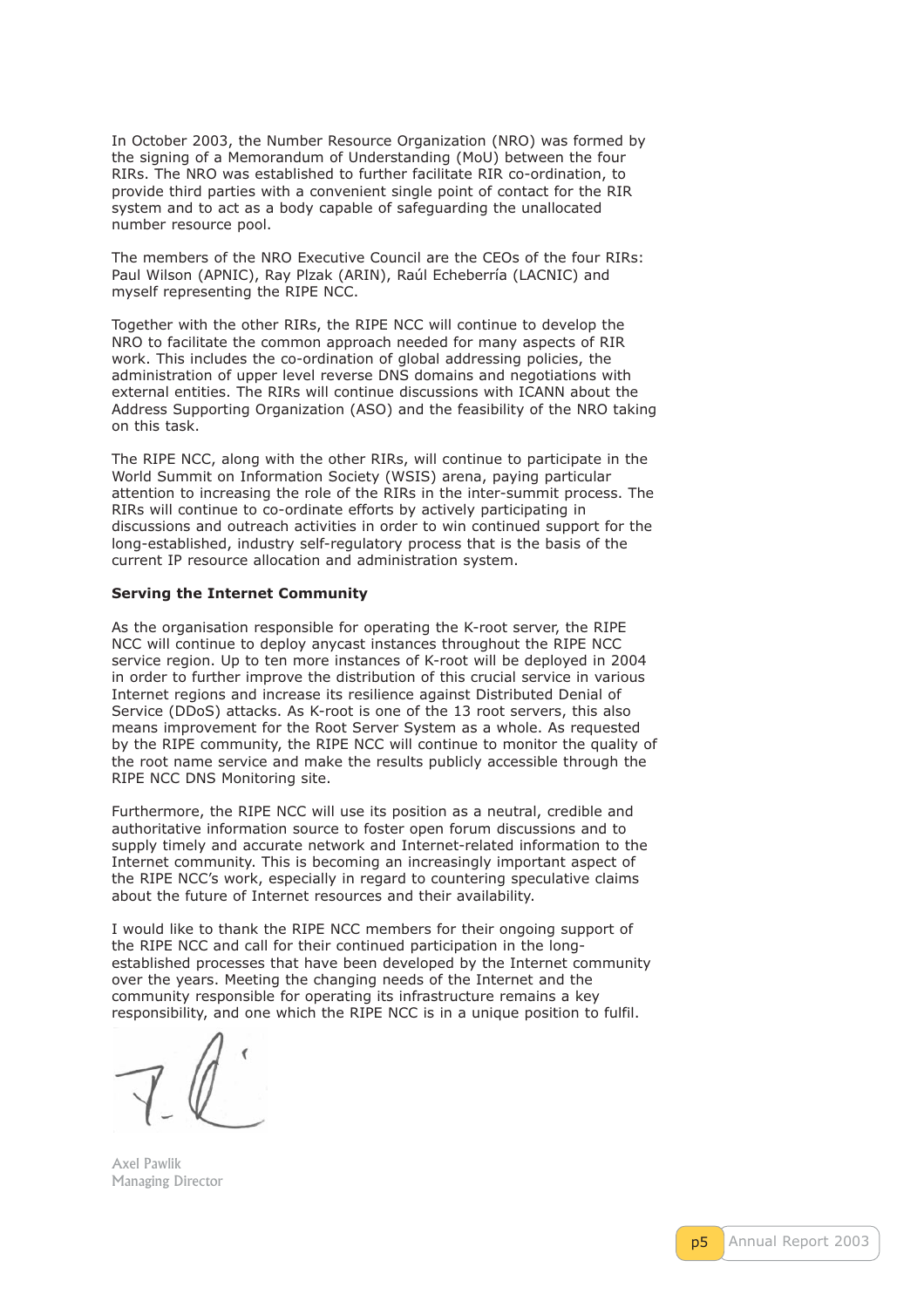In October 2003, the Number Resource Organization (NRO) was formed by the signing of a Memorandum of Understanding (MoU) between the four RIRs. The NRO was established to further facilitate RIR co-ordination, to provide third parties with a convenient single point of contact for the RIR system and to act as a body capable of safeguarding the unallocated number resource pool.

The members of the NRO Executive Council are the CEOs of the four RIRs: Paul Wilson (APNIC), Ray Plzak (ARIN), Raúl Echeberría (LACNIC) and myself representing the RIPE NCC.

Together with the other RIRs, the RIPE NCC will continue to develop the NRO to facilitate the common approach needed for many aspects of RIR work. This includes the co-ordination of global addressing policies, the administration of upper level reverse DNS domains and negotiations with external entities. The RIRs will continue discussions with ICANN about the Address Supporting Organization (ASO) and the feasibility of the NRO taking on this task.

The RIPE NCC, along with the other RIRs, will continue to participate in the World Summit on Information Society (WSIS) arena, paying particular attention to increasing the role of the RIRs in the inter-summit process. The RIRs will continue to co-ordinate efforts by actively participating in discussions and outreach activities in order to win continued support for the long-established, industry self-regulatory process that is the basis of the current IP resource allocation and administration system.

**Serving the Internet Community**

As the organisation responsible for operating the K-root server, the RIPE NCC will continue to deploy anycast instances throughout the RIPE NCC service region. Up to ten more instances of K-root will be deployed in 2004 in order to further improve the distribution of this crucial service in various Internet regions and increase its resilience against Distributed Denial of Service (DDoS) attacks. As K-root is one of the 13 root servers, this also means improvement for the Root Server System as a whole. As requested by the RIPE community, the RIPE NCC will continue to monitor the quality of the root name service and make the results publicly accessible through the RIPE NCC DNS Monitoring site.

Furthermore, the RIPE NCC will use its position as a neutral, credible and authoritative information source to foster open forum discussions and to supply timely and accurate network and Internet-related information to the Internet community. This is becoming an increasingly important aspect of the RIPE NCC's work, especially in regard to countering speculative claims about the future of Internet resources and their availability.

I would like to thank the RIPE NCC members for their ongoing support of the RIPE NCC and call for their continued participation in the long-established processes that have been developed by the Internet community over the years. Meeting the changing needs of the Internet and the community responsible for operating its infrastructure remains a key responsibility, and one which the RIPE NCC is in a unique position to fulfil.

Axel Pawlik
Managing Director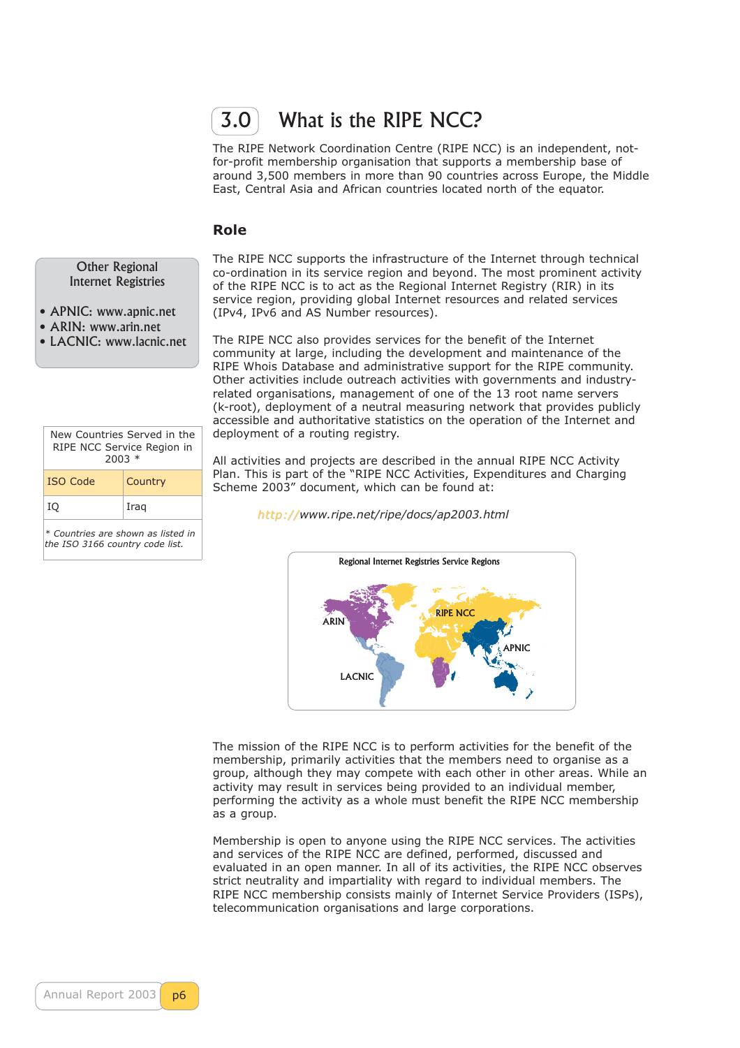# 3.0 What is the RIPE NCC?

The RIPE Network Coordination Centre (RIPE NCC) is an independent, not-for-profit membership organisation that supports a membership base of around 3,500 members in more than 90 countries across Europe, the Middle East, Central Asia and African countries located north of the equator.

## Role

The RIPE NCC supports the infrastructure of the Internet through technical co-ordination in its service region and beyond. The most prominent activity of the RIPE NCC is to act as the Regional Internet Registry (RIR) in its service region, providing global Internet resources and related services (IPv4, IPv6 and AS Number resources).

The RIPE NCC also provides services for the benefit of the Internet community at large, including the development and maintenance of the RIPE Whois Database and administrative support for the RIPE community. Other activities include outreach activities with governments and industry-related organisations, management of one of the 13 root name servers (k-root), deployment of a neutral measuring network that provides publicly accessible and authoritative statistics on the operation of the Internet and deployment of a routing registry.

All activities and projects are described in the annual RIPE NCC Activity Plan. This is part of the "RIPE NCC Activities, Expenditures and Charging Scheme 2003" document, which can be found at:

*http://www.ripe.net/ripe/docs/ap2003.html*

**Other Regional Internet Registries**

- APNIC: www.apnic.net
- ARIN: www.arin.net
- LACNIC: www.lacnic.net

New Countries Served in the RIPE NCC Service Region in 2003 *

| ISO Code | Country |
|---|---|
| IQ | Iraq |

*\* Countries are shown as listed in the ISO 3166 country code list.*

Regional Internet Registries Service Regions

ARIN, RIPE NCC, APNIC, LACNIC

The mission of the RIPE NCC is to perform activities for the benefit of the membership, primarily activities that the members need to organise as a group, although they may compete with each other in other areas. While an activity may result in services being provided to an individual member, performing the activity as a whole must benefit the RIPE NCC membership as a group.

Membership is open to anyone using the RIPE NCC services. The activities and services of the RIPE NCC are defined, performed, discussed and evaluated in an open manner. In all of its activities, the RIPE NCC observes strict neutrality and impartiality with regard to individual members. The RIPE NCC membership consists mainly of Internet Service Providers (ISPs), telecommunication organisations and large corporations.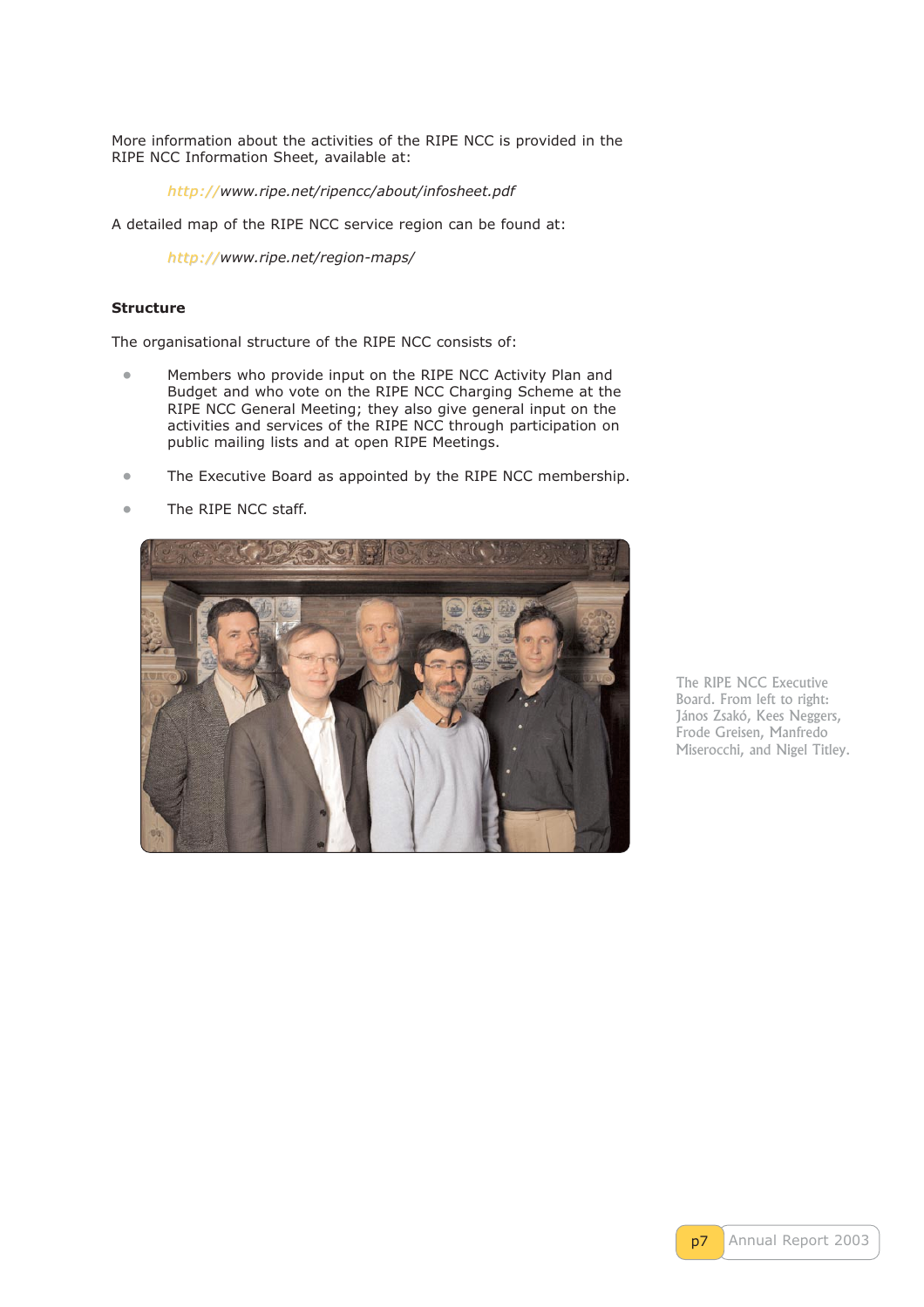More information about the activities of the RIPE NCC is provided in the RIPE NCC Information Sheet, available at:

*http://www.ripe.net/ripencc/about/infosheet.pdf*

A detailed map of the RIPE NCC service region can be found at:

*http://www.ripe.net/region-maps/*

**Structure**

The organisational structure of the RIPE NCC consists of:

- Members who provide input on the RIPE NCC Activity Plan and Budget and who vote on the RIPE NCC Charging Scheme at the RIPE NCC General Meeting; they also give general input on the activities and services of the RIPE NCC through participation on public mailing lists and at open RIPE Meetings.
- The Executive Board as appointed by the RIPE NCC membership.
- The RIPE NCC staff.

The RIPE NCC Executive Board. From left to right: János Zsakó, Kees Neggers, Frode Greisen, Manfredo Miserocchi, and Nigel Titley.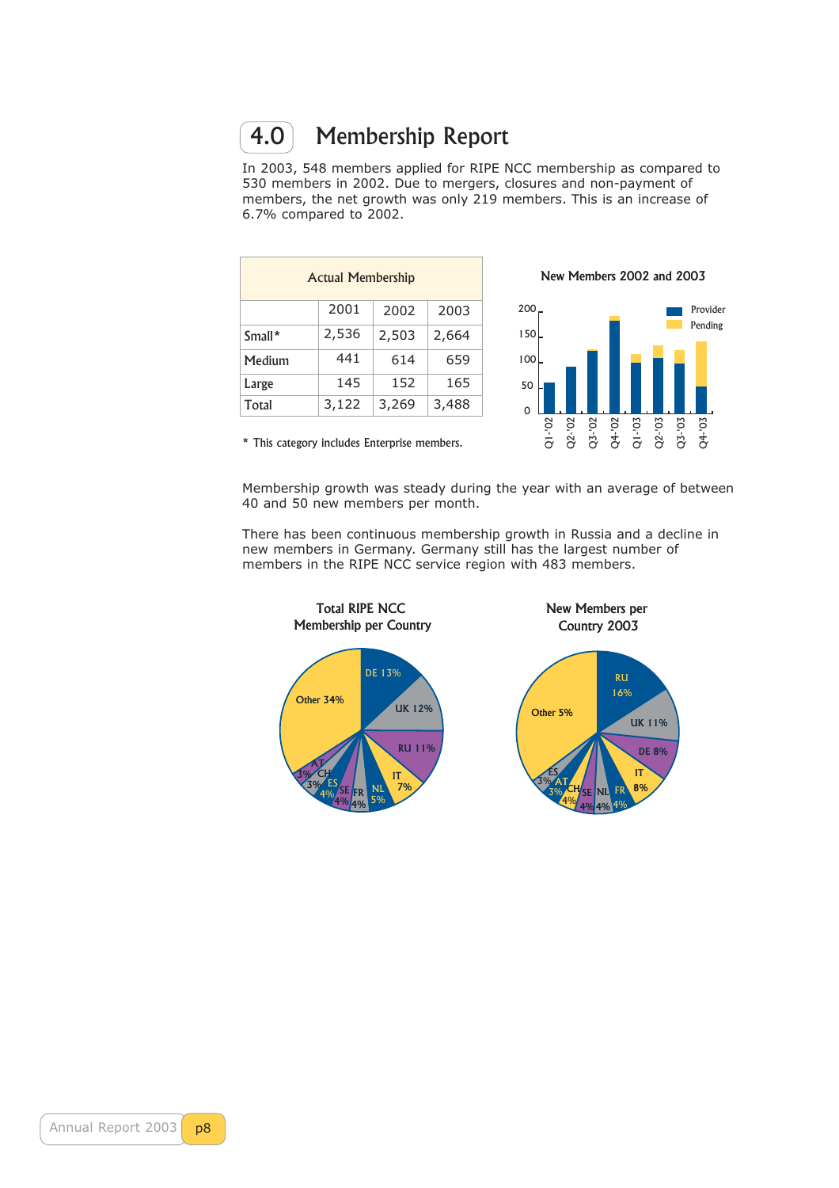# 4.0 Membership Report

In 2003, 548 members applied for RIPE NCC membership as compared to 530 members in 2002. Due to mergers, closures and non-payment of members, the net growth was only 219 members. This is an increase of 6.7% compared to 2002.

| Actual Membership | | | |
|---|---|---|---|
| | 2001 | 2002 | 2003 |
| Small* | 2,536 | 2,503 | 2,664 |
| Medium | 441 | 614 | 659 |
| Large | 145 | 152 | 165 |
| Total | 3,122 | 3,269 | 3,488 |

\* This category includes Enterprise members.

**New Members 2002 and 2003**

Membership growth was steady during the year with an average of between 40 and 50 new members per month.

There has been continuous membership growth in Russia and a decline in new members in Germany. Germany still has the largest number of members in the RIPE NCC service region with 483 members.

**Total RIPE NCC Membership per Country**

**New Members per Country 2003**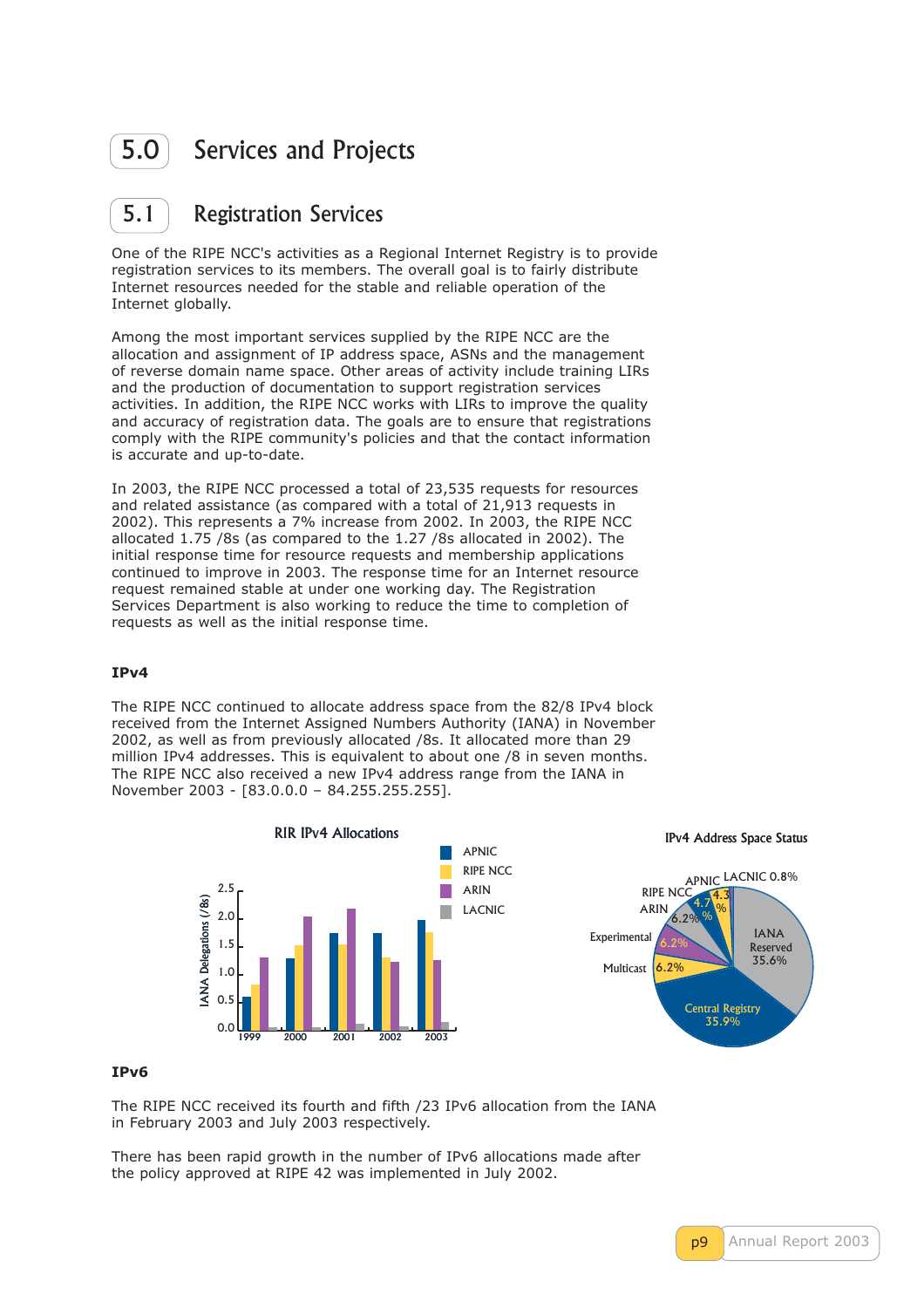# 5.0 Services and Projects

## 5.1 Registration Services

One of the RIPE NCC's activities as a Regional Internet Registry is to provide registration services to its members. The overall goal is to fairly distribute Internet resources needed for the stable and reliable operation of the Internet globally.

Among the most important services supplied by the RIPE NCC are the allocation and assignment of IP address space, ASNs and the management of reverse domain name space. Other areas of activity include training LIRs and the production of documentation to support registration services activities. In addition, the RIPE NCC works with LIRs to improve the quality and accuracy of registration data. The goals are to ensure that registrations comply with the RIPE community's policies and that the contact information is accurate and up-to-date.

In 2003, the RIPE NCC processed a total of 23,535 requests for resources and related assistance (as compared with a total of 21,913 requests in 2002). This represents a 7% increase from 2002. In 2003, the RIPE NCC allocated 1.75 /8s (as compared to the 1.27 /8s allocated in 2002). The initial response time for resource requests and membership applications continued to improve in 2003. The response time for an Internet resource request remained stable at under one working day. The Registration Services Department is also working to reduce the time to completion of requests as well as the initial response time.

### IPv4

The RIPE NCC continued to allocate address space from the 82/8 IPv4 block received from the Internet Assigned Numbers Authority (IANA) in November 2002, as well as from previously allocated /8s. It allocated more than 29 million IPv4 addresses. This is equivalent to about one /8 in seven months. The RIPE NCC also received a new IPv4 address range from the IANA in November 2003 - [83.0.0.0 – 84.255.255.255].

RIR IPv4 Allocations

IPv4 Address Space Status

### IPv6

The RIPE NCC received its fourth and fifth /23 IPv6 allocation from the IANA in February 2003 and July 2003 respectively.

There has been rapid growth in the number of IPv6 allocations made after the policy approved at RIPE 42 was implemented in July 2002.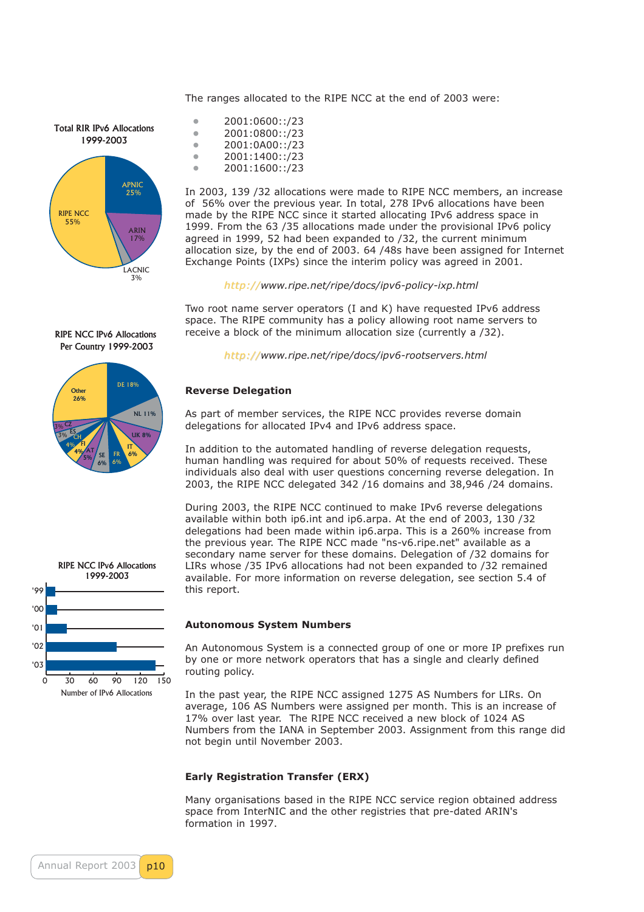The ranges allocated to the RIPE NCC at the end of 2003 were:

- 2001:0600::/23
- 2001:0800::/23
- 2001:0A00::/23
- 2001:1400::/23
- 2001:1600::/23

In 2003, 139 /32 allocations were made to RIPE NCC members, an increase of 56% over the previous year. In total, 278 IPv6 allocations have been made by the RIPE NCC since it started allocating IPv6 address space in 1999. From the 63 /35 allocations made under the provisional IPv6 policy agreed in 1999, 52 had been expanded to /32, the current minimum allocation size, by the end of 2003. 64 /48s have been assigned for Internet Exchange Points (IXPs) since the interim policy was agreed in 2001.

*http://www.ripe.net/ripe/docs/ipv6-policy-ixp.html*

Two root name server operators (I and K) have requested IPv6 address space. The RIPE community has a policy allowing root name servers to receive a block of the minimum allocation size (currently a /32).

*http://www.ripe.net/ripe/docs/ipv6-rootservers.html*

Total RIR IPv6 Allocations 1999-2003

| RIR | Share |
|---|---|
| RIPE NCC | 55% |
| APNIC | 25% |
| ARIN | 17% |
| LACNIC | 3% |

RIPE NCC IPv6 Allocations Per Country 1999-2003

| Country | Share |
|---|---|
| DE | 18% |
| NL | 11% |
| UK | 8% |
| IT | 6% |
| FR | 6% |
| SE | 6% |
| AT | 5% |
| FI | 4% |
| CH | 4% |
| ES | 3% |
| CZ | 3% |
| Other | 26% |

RIPE NCC IPv6 Allocations 1999-2003

Number of IPv6 Allocations ('99, '00, '01, '02, '03; axis 0–150)

## Reverse Delegation

As part of member services, the RIPE NCC provides reverse domain delegations for allocated IPv4 and IPv6 address space.

In addition to the automated handling of reverse delegation requests, human handling was required for about 50% of requests received. These individuals also deal with user questions concerning reverse delegation. In 2003, the RIPE NCC delegated 342 /16 domains and 38,946 /24 domains.

During 2003, the RIPE NCC continued to make IPv6 reverse delegations available within both ip6.int and ip6.arpa. At the end of 2003, 130 /32 delegations had been made within ip6.arpa. This is a 260% increase from the previous year. The RIPE NCC made "ns-v6.ripe.net" available as a secondary name server for these domains. Delegation of /32 domains for LIRs whose /35 IPv6 allocations had not been expanded to /32 remained available. For more information on reverse delegation, see section 5.4 of this report.

## Autonomous System Numbers

An Autonomous System is a connected group of one or more IP prefixes run by one or more network operators that has a single and clearly defined routing policy.

In the past year, the RIPE NCC assigned 1275 AS Numbers for LIRs. On average, 106 AS Numbers were assigned per month. This is an increase of 17% over last year. The RIPE NCC received a new block of 1024 AS Numbers from the IANA in September 2003. Assignment from this range did not begin until November 2003.

## Early Registration Transfer (ERX)

Many organisations based in the RIPE NCC service region obtained address space from InterNIC and the other registries that pre-dated ARIN's formation in 1997.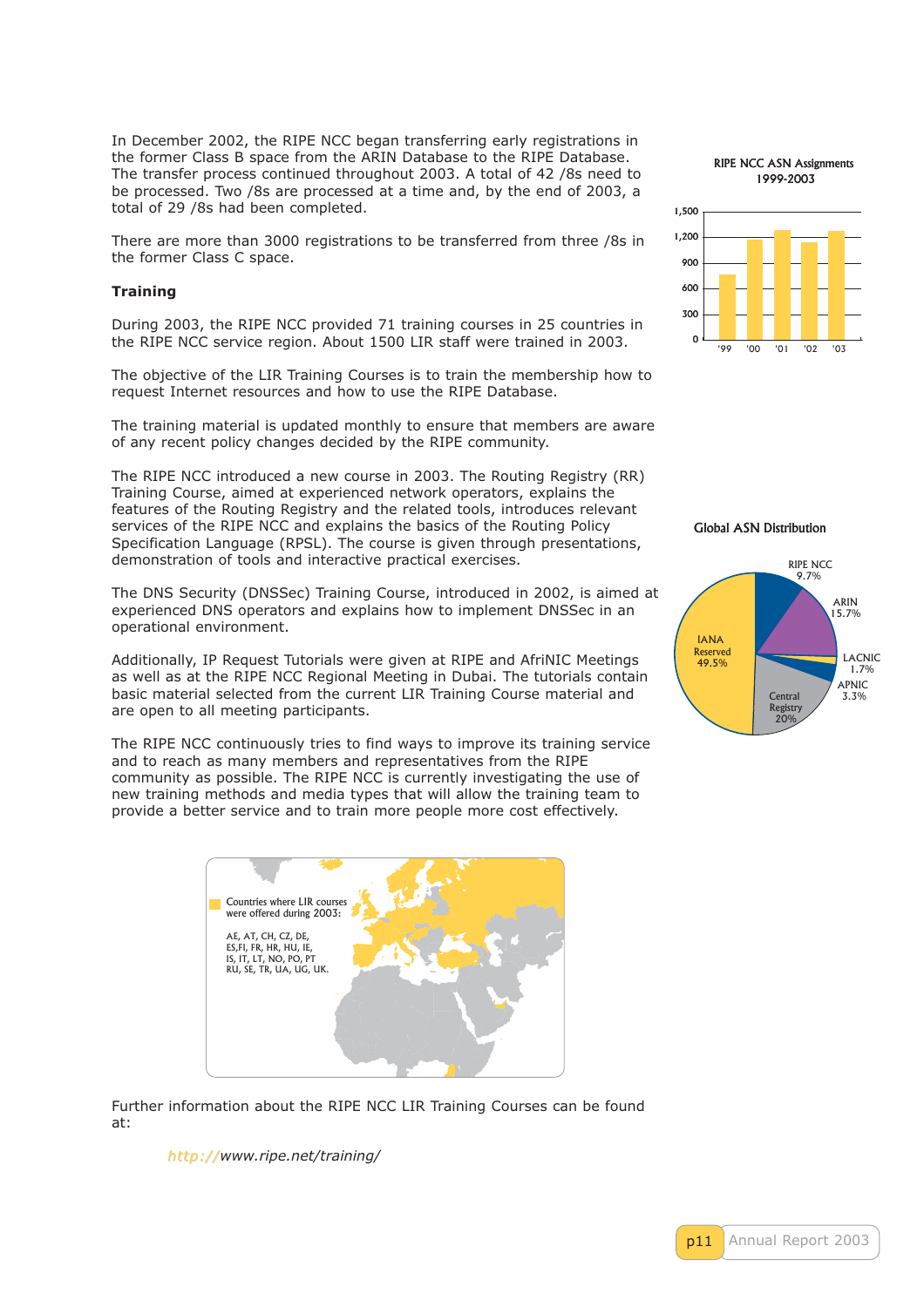In December 2002, the RIPE NCC began transferring early registrations in the former Class B space from the ARIN Database to the RIPE Database. The transfer process continued throughout 2003. A total of 42 /8s need to be processed. Two /8s are processed at a time and, by the end of 2003, a total of 29 /8s had been completed.

There are more than 3000 registrations to be transferred from three /8s in the former Class C space.

**Training**

During 2003, the RIPE NCC provided 71 training courses in 25 countries in the RIPE NCC service region. About 1500 LIR staff were trained in 2003.

The objective of the LIR Training Courses is to train the membership how to request Internet resources and how to use the RIPE Database.

The training material is updated monthly to ensure that members are aware of any recent policy changes decided by the RIPE community.

The RIPE NCC introduced a new course in 2003. The Routing Registry (RR) Training Course, aimed at experienced network operators, explains the features of the Routing Registry and the related tools, introduces relevant services of the RIPE NCC and explains the basics of the Routing Policy Specification Language (RPSL). The course is given through presentations, demonstration of tools and interactive practical exercises.

The DNS Security (DNSSec) Training Course, introduced in 2002, is aimed at experienced DNS operators and explains how to implement DNSSec in an operational environment.

Additionally, IP Request Tutorials were given at RIPE and AfriNIC Meetings as well as at the RIPE NCC Regional Meeting in Dubai. The tutorials contain basic material selected from the current LIR Training Course material and are open to all meeting participants.

The RIPE NCC continuously tries to find ways to improve its training service and to reach as many members and representatives from the RIPE community as possible. The RIPE NCC is currently investigating the use of new training methods and media types that will allow the training team to provide a better service and to train more people more cost effectively.

Countries where LIR courses were offered during 2003:

AE, AT, CH, CZ, DE, ES, FI, FR, HR, HU, IE, IS, IT, LT, NO, PO, PT, RU, SE, TR, UA, UG, UK.

Further information about the RIPE NCC LIR Training Courses can be found at:

*http://www.ripe.net/training/*

**RIPE NCC ASN Assignments 1999-2003**

**Global ASN Distribution**

| Registry | Share |
|---|---|
| RIPE NCC | 9.7% |
| ARIN | 15.7% |
| LACNIC | 1.7% |
| APNIC | 3.3% |
| Central Registry | 20% |
| IANA Reserved | 49.5% |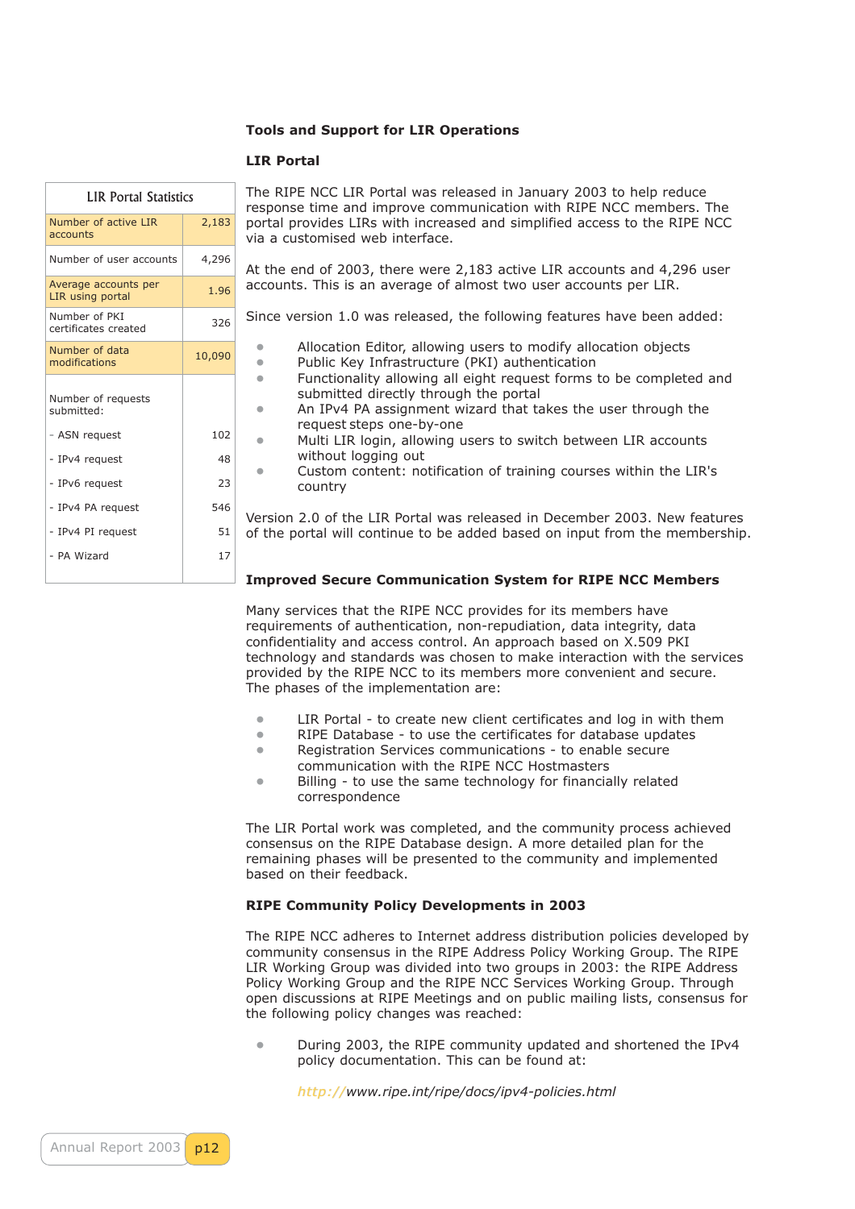## Tools and Support for LIR Operations

### LIR Portal

| LIR Portal Statistics | |
|---|---|
| Number of active LIR accounts | 2,183 |
| Number of user accounts | 4,296 |
| Average accounts per LIR using portal | 1.96 |
| Number of PKI certificates created | 326 |
| Number of data modifications | 10,090 |
| Number of requests submitted: | |
| - ASN request | 102 |
| - IPv4 request | 48 |
| - IPv6 request | 23 |
| - IPv4 PA request | 546 |
| - IPv4 PI request | 51 |
| - PA Wizard | 17 |

The RIPE NCC LIR Portal was released in January 2003 to help reduce response time and improve communication with RIPE NCC members. The portal provides LIRs with increased and simplified access to the RIPE NCC via a customised web interface.

At the end of 2003, there were 2,183 active LIR accounts and 4,296 user accounts. This is an average of almost two user accounts per LIR.

Since version 1.0 was released, the following features have been added:

- Allocation Editor, allowing users to modify allocation objects
- Public Key Infrastructure (PKI) authentication
- Functionality allowing all eight request forms to be completed and submitted directly through the portal
- An IPv4 PA assignment wizard that takes the user through the request steps one-by-one
- Multi LIR login, allowing users to switch between LIR accounts without logging out
- Custom content: notification of training courses within the LIR's country

Version 2.0 of the LIR Portal was released in December 2003. New features of the portal will continue to be added based on input from the membership.

### Improved Secure Communication System for RIPE NCC Members

Many services that the RIPE NCC provides for its members have requirements of authentication, non-repudiation, data integrity, data confidentiality and access control. An approach based on X.509 PKI technology and standards was chosen to make interaction with the services provided by the RIPE NCC to its members more convenient and secure. The phases of the implementation are:

- LIR Portal - to create new client certificates and log in with them
- RIPE Database - to use the certificates for database updates
- Registration Services communications - to enable secure communication with the RIPE NCC Hostmasters
- Billing - to use the same technology for financially related correspondence

The LIR Portal work was completed, and the community process achieved consensus on the RIPE Database design. A more detailed plan for the remaining phases will be presented to the community and implemented based on their feedback.

### RIPE Community Policy Developments in 2003

The RIPE NCC adheres to Internet address distribution policies developed by community consensus in the RIPE Address Policy Working Group. The RIPE LIR Working Group was divided into two groups in 2003: the RIPE Address Policy Working Group and the RIPE NCC Services Working Group. Through open discussions at RIPE Meetings and on public mailing lists, consensus for the following policy changes was reached:

- During 2003, the RIPE community updated and shortened the IPv4 policy documentation. This can be found at:

  *http://www.ripe.int/ripe/docs/ipv4-policies.html*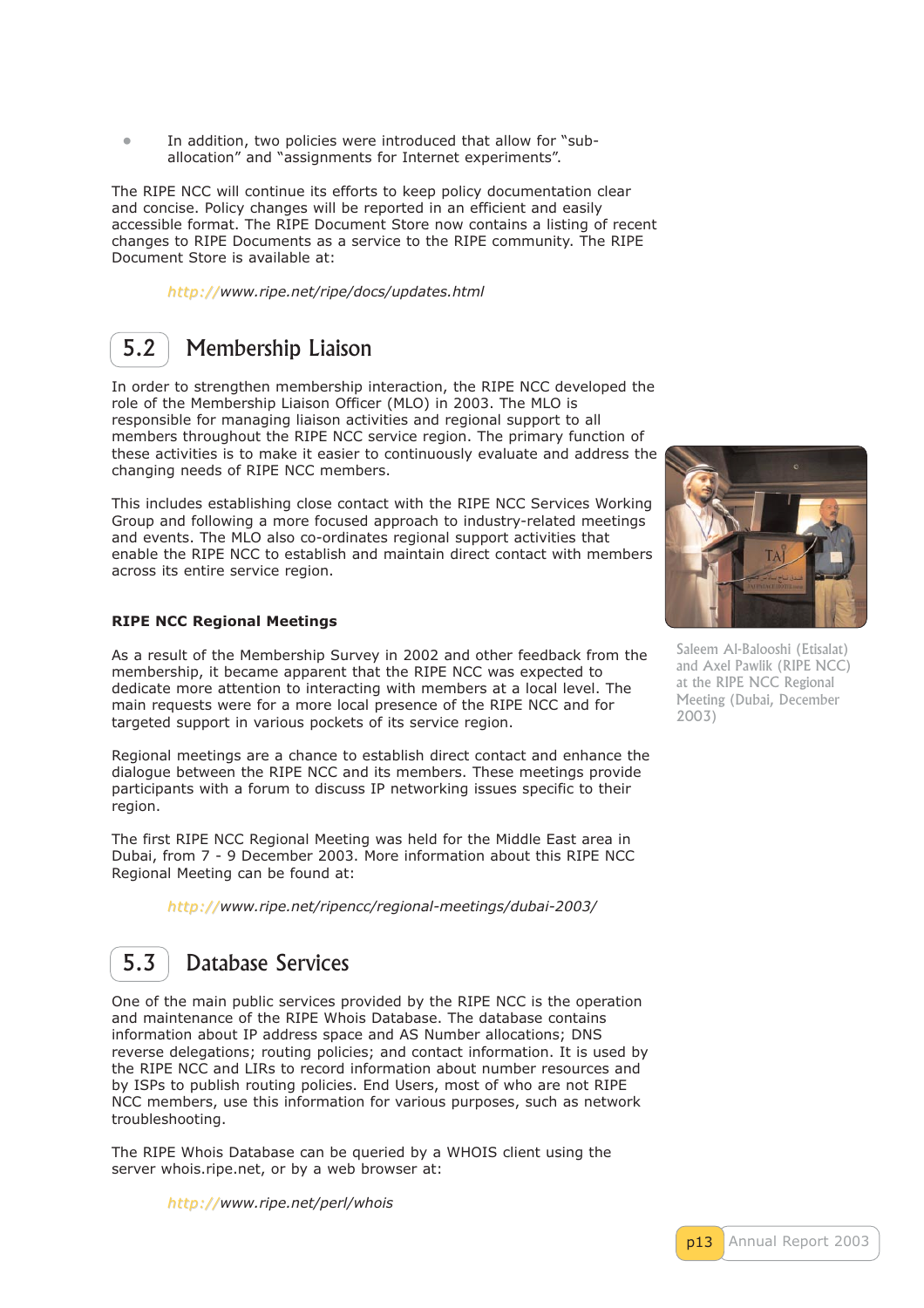- In addition, two policies were introduced that allow for "sub-allocation" and "assignments for Internet experiments".

The RIPE NCC will continue its efforts to keep policy documentation clear and concise. Policy changes will be reported in an efficient and easily accessible format. The RIPE Document Store now contains a listing of recent changes to RIPE Documents as a service to the RIPE community. The RIPE Document Store is available at:

*http://www.ripe.net/ripe/docs/updates.html*

## 5.2 Membership Liaison

In order to strengthen membership interaction, the RIPE NCC developed the role of the Membership Liaison Officer (MLO) in 2003. The MLO is responsible for managing liaison activities and regional support to all members throughout the RIPE NCC service region. The primary function of these activities is to make it easier to continuously evaluate and address the changing needs of RIPE NCC members.

This includes establishing close contact with the RIPE NCC Services Working Group and following a more focused approach to industry-related meetings and events. The MLO also co-ordinates regional support activities that enable the RIPE NCC to establish and maintain direct contact with members across its entire service region.

Saleem Al-Balooshi (Etisalat) and Axel Pawlik (RIPE NCC) at the RIPE NCC Regional Meeting (Dubai, December 2003)

**RIPE NCC Regional Meetings**

As a result of the Membership Survey in 2002 and other feedback from the membership, it became apparent that the RIPE NCC was expected to dedicate more attention to interacting with members at a local level. The main requests were for a more local presence of the RIPE NCC and for targeted support in various pockets of its service region.

Regional meetings are a chance to establish direct contact and enhance the dialogue between the RIPE NCC and its members. These meetings provide participants with a forum to discuss IP networking issues specific to their region.

The first RIPE NCC Regional Meeting was held for the Middle East area in Dubai, from 7 - 9 December 2003. More information about this RIPE NCC Regional Meeting can be found at:

*http://www.ripe.net/ripencc/regional-meetings/dubai-2003/*

## 5.3 Database Services

One of the main public services provided by the RIPE NCC is the operation and maintenance of the RIPE Whois Database. The database contains information about IP address space and AS Number allocations; DNS reverse delegations; routing policies; and contact information. It is used by the RIPE NCC and LIRs to record information about number resources and by ISPs to publish routing policies. End Users, most of who are not RIPE NCC members, use this information for various purposes, such as network troubleshooting.

The RIPE Whois Database can be queried by a WHOIS client using the server whois.ripe.net, or by a web browser at:

*http://www.ripe.net/perl/whois*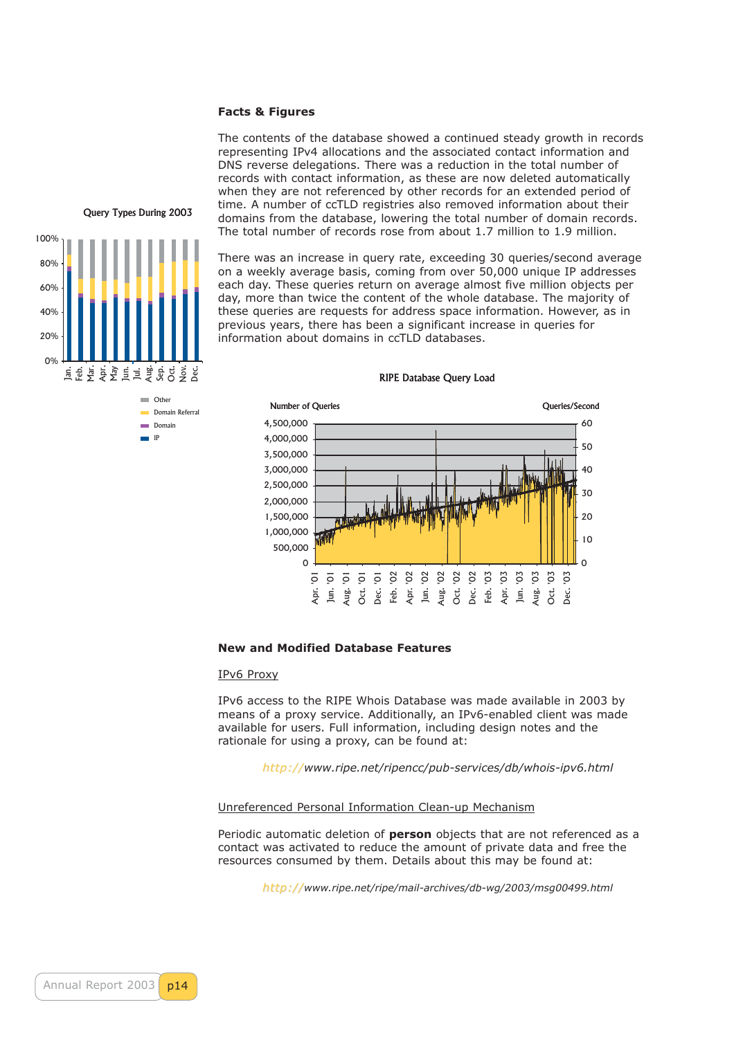## Facts & Figures

The contents of the database showed a continued steady growth in records representing IPv4 allocations and the associated contact information and DNS reverse delegations. There was a reduction in the total number of records with contact information, as these are now deleted automatically when they are not referenced by other records for an extended period of time. A number of ccTLD registries also removed information about their domains from the database, lowering the total number of domain records. The total number of records rose from about 1.7 million to 1.9 million.

There was an increase in query rate, exceeding 30 queries/second average on a weekly average basis, coming from over 50,000 unique IP addresses each day. These queries return on average almost five million objects per day, more than twice the content of the whole database. The majority of these queries are requests for address space information. However, as in previous years, there has been a significant increase in queries for information about domains in ccTLD databases.

Query Types During 2003

RIPE Database Query Load

## New and Modified Database Features

### IPv6 Proxy

IPv6 access to the RIPE Whois Database was made available in 2003 by means of a proxy service. Additionally, an IPv6-enabled client was made available for users. Full information, including design notes and the rationale for using a proxy, can be found at:

*http://www.ripe.net/ripencc/pub-services/db/whois-ipv6.html*

### Unreferenced Personal Information Clean-up Mechanism

Periodic automatic deletion of **person** objects that are not referenced as a contact was activated to reduce the amount of private data and free the resources consumed by them. Details about this may be found at:

*http://www.ripe.net/ripe/mail-archives/db-wg/2003/msg00499.html*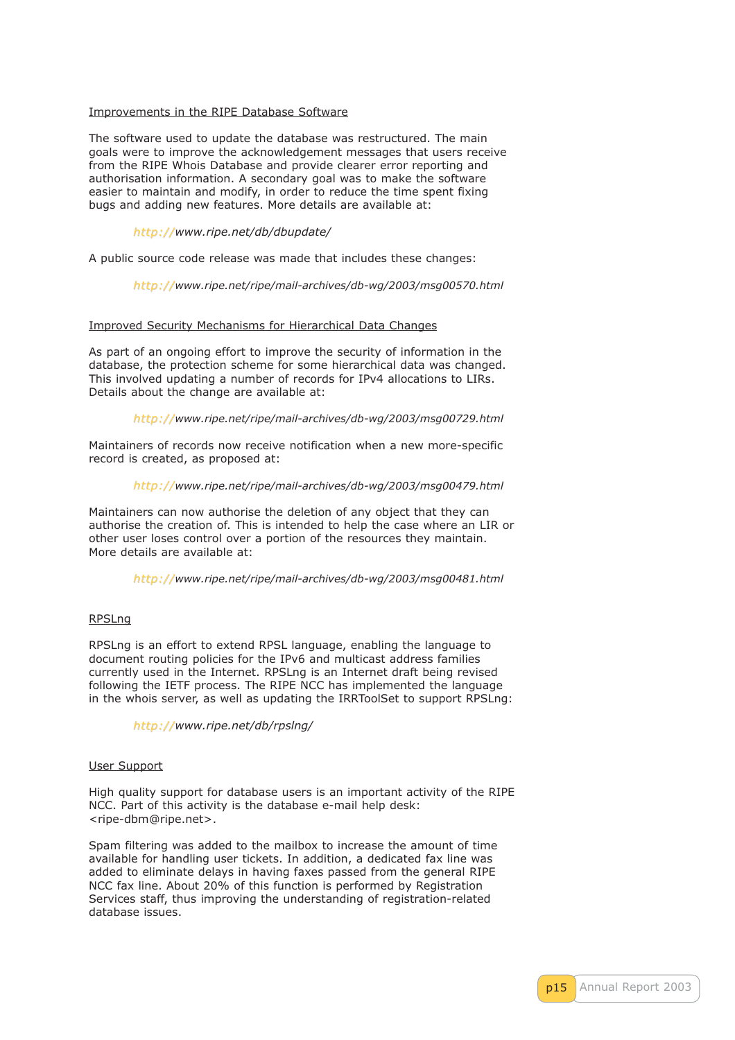### Improvements in the RIPE Database Software

The software used to update the database was restructured. The main goals were to improve the acknowledgement messages that users receive from the RIPE Whois Database and provide clearer error reporting and authorisation information. A secondary goal was to make the software easier to maintain and modify, in order to reduce the time spent fixing bugs and adding new features. More details are available at:

> *http://www.ripe.net/db/dbupdate/*

A public source code release was made that includes these changes:

> *http://www.ripe.net/ripe/mail-archives/db-wg/2003/msg00570.html*

### Improved Security Mechanisms for Hierarchical Data Changes

As part of an ongoing effort to improve the security of information in the database, the protection scheme for some hierarchical data was changed. This involved updating a number of records for IPv4 allocations to LIRs. Details about the change are available at:

> *http://www.ripe.net/ripe/mail-archives/db-wg/2003/msg00729.html*

Maintainers of records now receive notification when a new more-specific record is created, as proposed at:

> *http://www.ripe.net/ripe/mail-archives/db-wg/2003/msg00479.html*

Maintainers can now authorise the deletion of any object that they can authorise the creation of. This is intended to help the case where an LIR or other user loses control over a portion of the resources they maintain. More details are available at:

> *http://www.ripe.net/ripe/mail-archives/db-wg/2003/msg00481.html*

### RPSLng

RPSLng is an effort to extend RPSL language, enabling the language to document routing policies for the IPv6 and multicast address families currently used in the Internet. RPSLng is an Internet draft being revised following the IETF process. The RIPE NCC has implemented the language in the whois server, as well as updating the IRRToolSet to support RPSLng:

> *http://www.ripe.net/db/rpslng/*

### User Support

High quality support for database users is an important activity of the RIPE NCC. Part of this activity is the database e-mail help desk: <ripe-dbm@ripe.net>.

Spam filtering was added to the mailbox to increase the amount of time available for handling user tickets. In addition, a dedicated fax line was added to eliminate delays in having faxes passed from the general RIPE NCC fax line. About 20% of this function is performed by Registration Services staff, thus improving the understanding of registration-related database issues.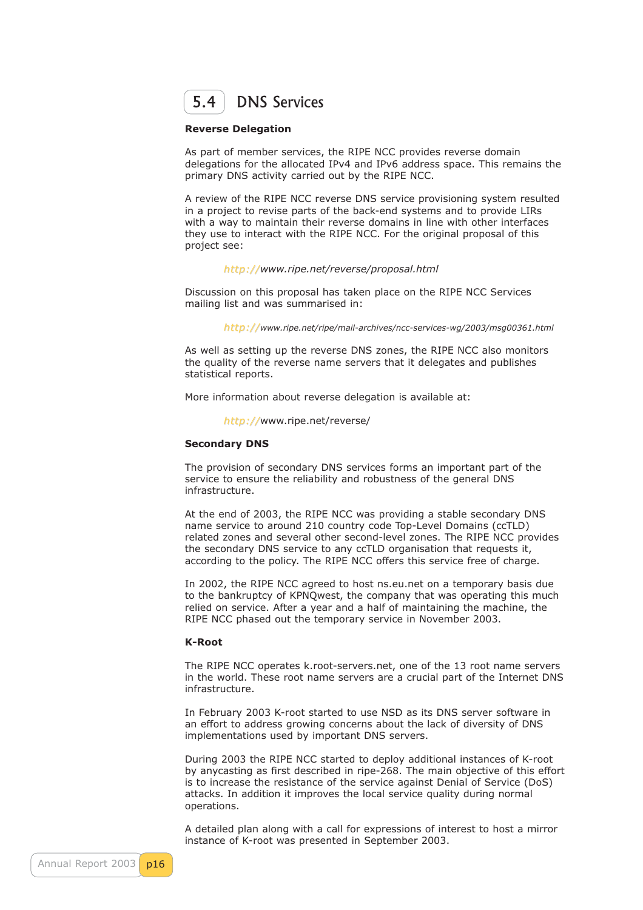## 5.4 DNS Services

**Reverse Delegation**

As part of member services, the RIPE NCC provides reverse domain delegations for the allocated IPv4 and IPv6 address space. This remains the primary DNS activity carried out by the RIPE NCC.

A review of the RIPE NCC reverse DNS service provisioning system resulted in a project to revise parts of the back-end systems and to provide LIRs with a way to maintain their reverse domains in line with other interfaces they use to interact with the RIPE NCC. For the original proposal of this project see:

> *http://www.ripe.net/reverse/proposal.html*

Discussion on this proposal has taken place on the RIPE NCC Services mailing list and was summarised in:

> *http://www.ripe.net/ripe/mail-archives/ncc-services-wg/2003/msg00361.html*

As well as setting up the reverse DNS zones, the RIPE NCC also monitors the quality of the reverse name servers that it delegates and publishes statistical reports.

More information about reverse delegation is available at:

> http://www.ripe.net/reverse/

**Secondary DNS**

The provision of secondary DNS services forms an important part of the service to ensure the reliability and robustness of the general DNS infrastructure.

At the end of 2003, the RIPE NCC was providing a stable secondary DNS name service to around 210 country code Top-Level Domains (ccTLD) related zones and several other second-level zones. The RIPE NCC provides the secondary DNS service to any ccTLD organisation that requests it, according to the policy. The RIPE NCC offers this service free of charge.

In 2002, the RIPE NCC agreed to host ns.eu.net on a temporary basis due to the bankruptcy of KPNQwest, the company that was operating this much relied on service. After a year and a half of maintaining the machine, the RIPE NCC phased out the temporary service in November 2003.

**K-Root**

The RIPE NCC operates k.root-servers.net, one of the 13 root name servers in the world. These root name servers are a crucial part of the Internet DNS infrastructure.

In February 2003 K-root started to use NSD as its DNS server software in an effort to address growing concerns about the lack of diversity of DNS implementations used by important DNS servers.

During 2003 the RIPE NCC started to deploy additional instances of K-root by anycasting as first described in ripe-268. The main objective of this effort is to increase the resistance of the service against Denial of Service (DoS) attacks. In addition it improves the local service quality during normal operations.

A detailed plan along with a call for expressions of interest to host a mirror instance of K-root was presented in September 2003.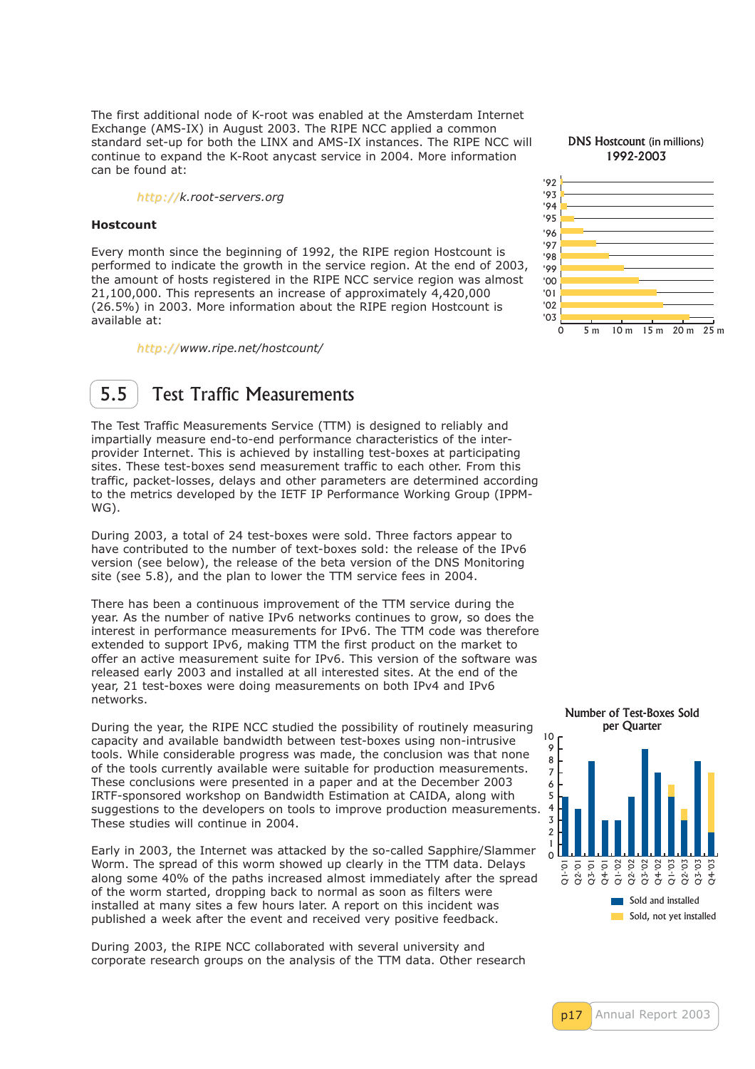The first additional node of K-root was enabled at the Amsterdam Internet Exchange (AMS-IX) in August 2003. The RIPE NCC applied a common standard set-up for both the LINX and AMS-IX instances. The RIPE NCC will continue to expand the K-Root anycast service in 2004. More information can be found at:

*http://k.root-servers.org*

**Hostcount**

Every month since the beginning of 1992, the RIPE region Hostcount is performed to indicate the growth in the service region. At the end of 2003, the amount of hosts registered in the RIPE NCC service region was almost 21,100,000. This represents an increase of approximately 4,420,000 (26.5%) in 2003. More information about the RIPE region Hostcount is available at:

*http://www.ripe.net/hostcount/*

DNS Hostcount (in millions) 1992-2003

## 5.5 Test Traffic Measurements

The Test Traffic Measurements Service (TTM) is designed to reliably and impartially measure end-to-end performance characteristics of the inter-provider Internet. This is achieved by installing test-boxes at participating sites. These test-boxes send measurement traffic to each other. From this traffic, packet-losses, delays and other parameters are determined according to the metrics developed by the IETF IP Performance Working Group (IPPM-WG).

During 2003, a total of 24 test-boxes were sold. Three factors appear to have contributed to the number of text-boxes sold: the release of the IPv6 version (see below), the release of the beta version of the DNS Monitoring site (see 5.8), and the plan to lower the TTM service fees in 2004.

There has been a continuous improvement of the TTM service during the year. As the number of native IPv6 networks continues to grow, so does the interest in performance measurements for IPv6. The TTM code was therefore extended to support IPv6, making TTM the first product on the market to offer an active measurement suite for IPv6. This version of the software was released early 2003 and installed at all interested sites. At the end of the year, 21 test-boxes were doing measurements on both IPv4 and IPv6 networks.

During the year, the RIPE NCC studied the possibility of routinely measuring capacity and available bandwidth between test-boxes using non-intrusive tools. While considerable progress was made, the conclusion was that none of the tools currently available were suitable for production measurements. These conclusions were presented in a paper and at the December 2003 IRTF-sponsored workshop on Bandwidth Estimation at CAIDA, along with suggestions to the developers on tools to improve production measurements. These studies will continue in 2004.

Early in 2003, the Internet was attacked by the so-called Sapphire/Slammer Worm. The spread of this worm showed up clearly in the TTM data. Delays along some 40% of the paths increased almost immediately after the spread of the worm started, dropping back to normal as soon as filters were installed at many sites a few hours later. A report on this incident was published a week after the event and received very positive feedback.

During 2003, the RIPE NCC collaborated with several university and corporate research groups on the analysis of the TTM data. Other research

Number of Test-Boxes Sold per Quarter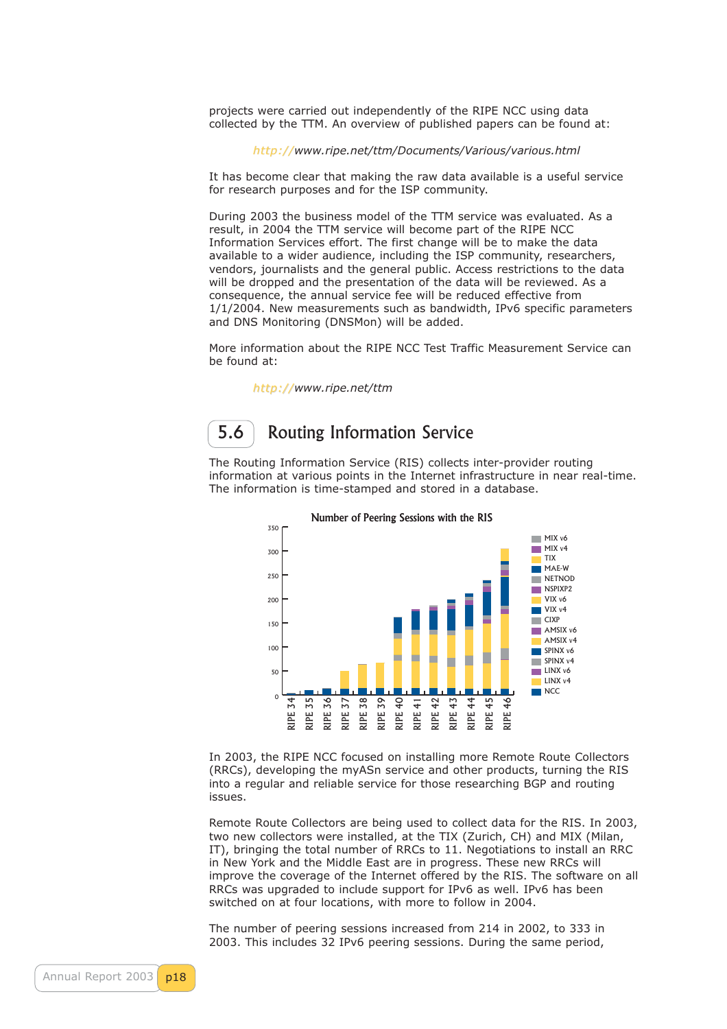projects were carried out independently of the RIPE NCC using data collected by the TTM. An overview of published papers can be found at:

*http://www.ripe.net/ttm/Documents/Various/various.html*

It has become clear that making the raw data available is a useful service for research purposes and for the ISP community.

During 2003 the business model of the TTM service was evaluated. As a result, in 2004 the TTM service will become part of the RIPE NCC Information Services effort. The first change will be to make the data available to a wider audience, including the ISP community, researchers, vendors, journalists and the general public. Access restrictions to the data will be dropped and the presentation of the data will be reviewed. As a consequence, the annual service fee will be reduced effective from 1/1/2004. New measurements such as bandwidth, IPv6 specific parameters and DNS Monitoring (DNSMon) will be added.

More information about the RIPE NCC Test Traffic Measurement Service can be found at:

*http://www.ripe.net/ttm*

## 5.6 Routing Information Service

The Routing Information Service (RIS) collects inter-provider routing information at various points in the Internet infrastructure in near real-time. The information is time-stamped and stored in a database.

Number of Peering Sessions with the RIS

In 2003, the RIPE NCC focused on installing more Remote Route Collectors (RRCs), developing the myASn service and other products, turning the RIS into a regular and reliable service for those researching BGP and routing issues.

Remote Route Collectors are being used to collect data for the RIS. In 2003, two new collectors were installed, at the TIX (Zurich, CH) and MIX (Milan, IT), bringing the total number of RRCs to 11. Negotiations to install an RRC in New York and the Middle East are in progress. These new RRCs will improve the coverage of the Internet offered by the RIS. The software on all RRCs was upgraded to include support for IPv6 as well. IPv6 has been switched on at four locations, with more to follow in 2004.

The number of peering sessions increased from 214 in 2002, to 333 in 2003. This includes 32 IPv6 peering sessions. During the same period,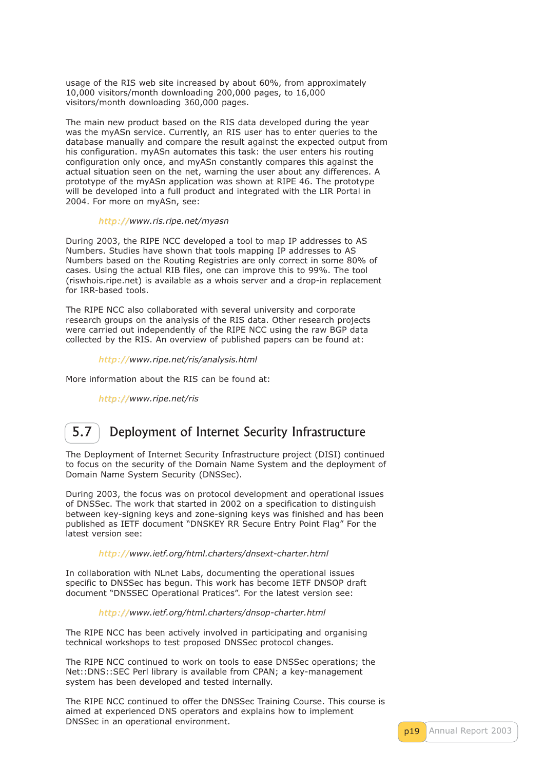usage of the RIS web site increased by about 60%, from approximately 10,000 visitors/month downloading 200,000 pages, to 16,000 visitors/month downloading 360,000 pages.

The main new product based on the RIS data developed during the year was the myASn service. Currently, an RIS user has to enter queries to the database manually and compare the result against the expected output from his configuration. myASn automates this task: the user enters his routing configuration only once, and myASn constantly compares this against the actual situation seen on the net, warning the user about any differences. A prototype of the myASn application was shown at RIPE 46. The prototype will be developed into a full product and integrated with the LIR Portal in 2004. For more on myASn, see:

*http://www.ris.ripe.net/myasn*

During 2003, the RIPE NCC developed a tool to map IP addresses to AS Numbers. Studies have shown that tools mapping IP addresses to AS Numbers based on the Routing Registries are only correct in some 80% of cases. Using the actual RIB files, one can improve this to 99%. The tool (riswhois.ripe.net) is available as a whois server and a drop-in replacement for IRR-based tools.

The RIPE NCC also collaborated with several university and corporate research groups on the analysis of the RIS data. Other research projects were carried out independently of the RIPE NCC using the raw BGP data collected by the RIS. An overview of published papers can be found at:

*http://www.ripe.net/ris/analysis.html*

More information about the RIS can be found at:

*http://www.ripe.net/ris*

## 5.7 Deployment of Internet Security Infrastructure

The Deployment of Internet Security Infrastructure project (DISI) continued to focus on the security of the Domain Name System and the deployment of Domain Name System Security (DNSSec).

During 2003, the focus was on protocol development and operational issues of DNSSec. The work that started in 2002 on a specification to distinguish between key-signing keys and zone-signing keys was finished and has been published as IETF document "DNSKEY RR Secure Entry Point Flag" For the latest version see:

*http://www.ietf.org/html.charters/dnsext-charter.html*

In collaboration with NLnet Labs, documenting the operational issues specific to DNSSec has begun. This work has become IETF DNSOP draft document "DNSSEC Operational Pratices". For the latest version see:

*http://www.ietf.org/html.charters/dnsop-charter.html*

The RIPE NCC has been actively involved in participating and organising technical workshops to test proposed DNSSec protocol changes.

The RIPE NCC continued to work on tools to ease DNSSec operations; the Net::DNS::SEC Perl library is available from CPAN; a key-management system has been developed and tested internally.

The RIPE NCC continued to offer the DNSSec Training Course. This course is aimed at experienced DNS operators and explains how to implement DNSSec in an operational environment.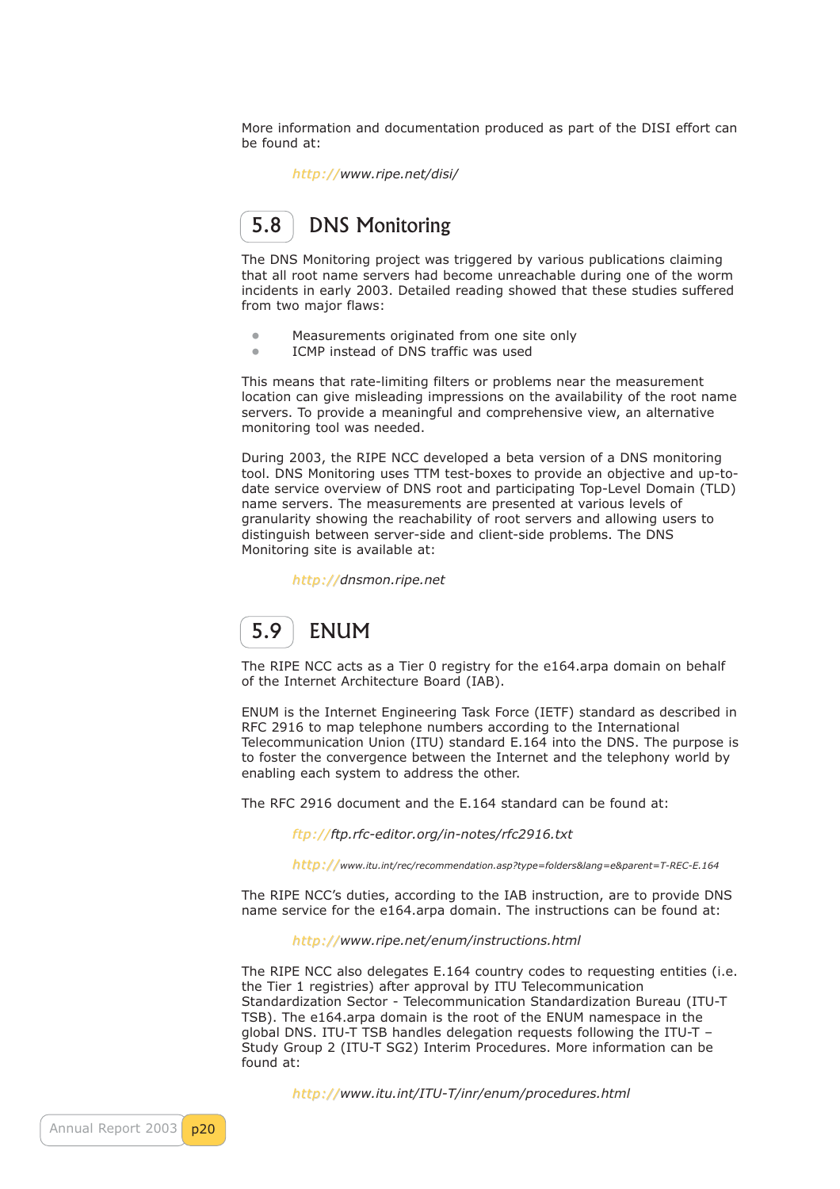More information and documentation produced as part of the DISI effort can be found at:

*http://www.ripe.net/disi/*

## 5.8 DNS Monitoring

The DNS Monitoring project was triggered by various publications claiming that all root name servers had become unreachable during one of the worm incidents in early 2003. Detailed reading showed that these studies suffered from two major flaws:

- Measurements originated from one site only
- ICMP instead of DNS traffic was used

This means that rate-limiting filters or problems near the measurement location can give misleading impressions on the availability of the root name servers. To provide a meaningful and comprehensive view, an alternative monitoring tool was needed.

During 2003, the RIPE NCC developed a beta version of a DNS monitoring tool. DNS Monitoring uses TTM test-boxes to provide an objective and up-to-date service overview of DNS root and participating Top-Level Domain (TLD) name servers. The measurements are presented at various levels of granularity showing the reachability of root servers and allowing users to distinguish between server-side and client-side problems. The DNS Monitoring site is available at:

*http://dnsmon.ripe.net*

## 5.9 ENUM

The RIPE NCC acts as a Tier 0 registry for the e164.arpa domain on behalf of the Internet Architecture Board (IAB).

ENUM is the Internet Engineering Task Force (IETF) standard as described in RFC 2916 to map telephone numbers according to the International Telecommunication Union (ITU) standard E.164 into the DNS. The purpose is to foster the convergence between the Internet and the telephony world by enabling each system to address the other.

The RFC 2916 document and the E.164 standard can be found at:

*ftp://ftp.rfc-editor.org/in-notes/rfc2916.txt*

*http://www.itu.int/rec/recommendation.asp?type=folders&lang=e&parent=T-REC-E.164*

The RIPE NCC's duties, according to the IAB instruction, are to provide DNS name service for the e164.arpa domain. The instructions can be found at:

*http://www.ripe.net/enum/instructions.html*

The RIPE NCC also delegates E.164 country codes to requesting entities (i.e. the Tier 1 registries) after approval by ITU Telecommunication Standardization Sector - Telecommunication Standardization Bureau (ITU-T TSB). The e164.arpa domain is the root of the ENUM namespace in the global DNS. ITU-T TSB handles delegation requests following the ITU-T – Study Group 2 (ITU-T SG2) Interim Procedures. More information can be found at:

*http://www.itu.int/ITU-T/inr/enum/procedures.html*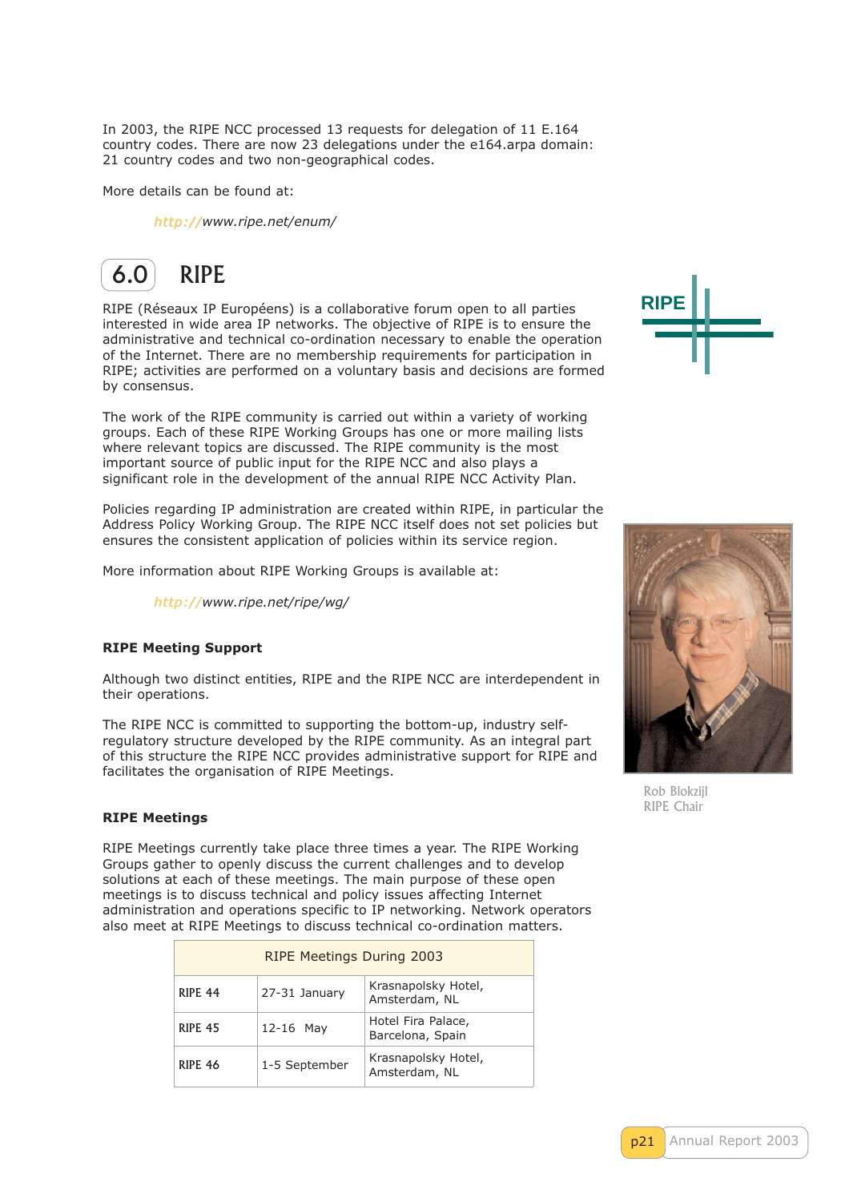In 2003, the RIPE NCC processed 13 requests for delegation of 11 E.164 country codes. There are now 23 delegations under the e164.arpa domain: 21 country codes and two non-geographical codes.

More details can be found at:

http://www.ripe.net/enum/

## 6.0 RIPE

RIPE (Réseaux IP Européens) is a collaborative forum open to all parties interested in wide area IP networks. The objective of RIPE is to ensure the administrative and technical co-ordination necessary to enable the operation of the Internet. There are no membership requirements for participation in RIPE; activities are performed on a voluntary basis and decisions are formed by consensus.

The work of the RIPE community is carried out within a variety of working groups. Each of these RIPE Working Groups has one or more mailing lists where relevant topics are discussed. The RIPE community is the most important source of public input for the RIPE NCC and also plays a significant role in the development of the annual RIPE NCC Activity Plan.

Policies regarding IP administration are created within RIPE, in particular the Address Policy Working Group. The RIPE NCC itself does not set policies but ensures the consistent application of policies within its service region.

More information about RIPE Working Groups is available at:

http://www.ripe.net/ripe/wg/

Rob Blokzijl
RIPE Chair

### RIPE Meeting Support

Although two distinct entities, RIPE and the RIPE NCC are interdependent in their operations.

The RIPE NCC is committed to supporting the bottom-up, industry self-regulatory structure developed by the RIPE community. As an integral part of this structure the RIPE NCC provides administrative support for RIPE and facilitates the organisation of RIPE Meetings.

### RIPE Meetings

RIPE Meetings currently take place three times a year. The RIPE Working Groups gather to openly discuss the current challenges and to develop solutions at each of these meetings. The main purpose of these open meetings is to discuss technical and policy issues affecting Internet administration and operations specific to IP networking. Network operators also meet at RIPE Meetings to discuss technical co-ordination matters.

| RIPE Meetings During 2003 | | |
|---|---|---|
| RIPE 44 | 27-31 January | Krasnapolsky Hotel, Amsterdam, NL |
| RIPE 45 | 12-16 May | Hotel Fira Palace, Barcelona, Spain |
| RIPE 46 | 1-5 September | Krasnapolsky Hotel, Amsterdam, NL |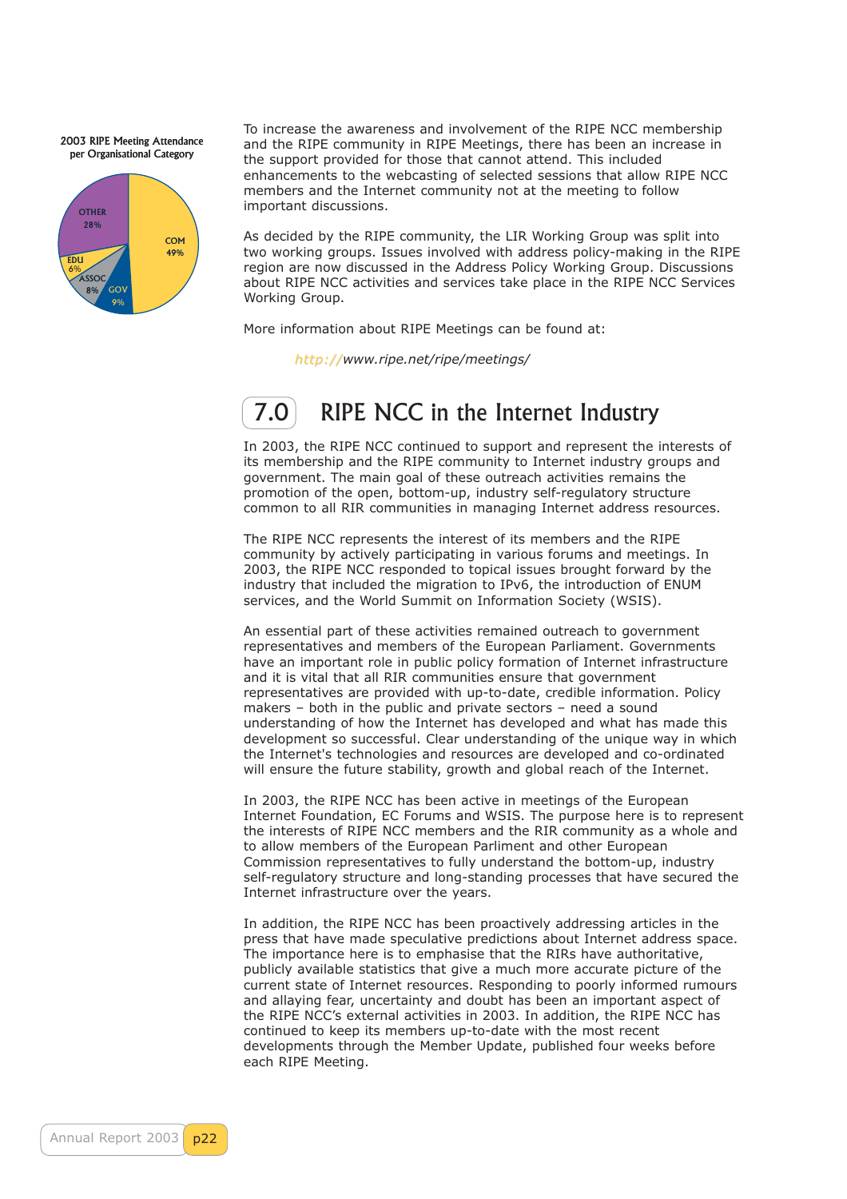2003 RIPE Meeting Attendance per Organisational Category

| Category | Percentage |
| --- | --- |
| COM | 49% |
| OTHER | 28% |
| GOV | 9% |
| ASSOC | 8% |
| EDU | 6% |

To increase the awareness and involvement of the RIPE NCC membership and the RIPE community in RIPE Meetings, there has been an increase in the support provided for those that cannot attend. This included enhancements to the webcasting of selected sessions that allow RIPE NCC members and the Internet community not at the meeting to follow important discussions.

As decided by the RIPE community, the LIR Working Group was split into two working groups. Issues involved with address policy-making in the RIPE region are now discussed in the Address Policy Working Group. Discussions about RIPE NCC activities and services take place in the RIPE NCC Services Working Group.

More information about RIPE Meetings can be found at:

*http://www.ripe.net/ripe/meetings/*

## 7.0 RIPE NCC in the Internet Industry

In 2003, the RIPE NCC continued to support and represent the interests of its membership and the RIPE community to Internet industry groups and government. The main goal of these outreach activities remains the promotion of the open, bottom-up, industry self-regulatory structure common to all RIR communities in managing Internet address resources.

The RIPE NCC represents the interest of its members and the RIPE community by actively participating in various forums and meetings. In 2003, the RIPE NCC responded to topical issues brought forward by the industry that included the migration to IPv6, the introduction of ENUM services, and the World Summit on Information Society (WSIS).

An essential part of these activities remained outreach to government representatives and members of the European Parliament. Governments have an important role in public policy formation of Internet infrastructure and it is vital that all RIR communities ensure that government representatives are provided with up-to-date, credible information. Policy makers – both in the public and private sectors – need a sound understanding of how the Internet has developed and what has made this development so successful. Clear understanding of the unique way in which the Internet's technologies and resources are developed and co-ordinated will ensure the future stability, growth and global reach of the Internet.

In 2003, the RIPE NCC has been active in meetings of the European Internet Foundation, EC Forums and WSIS. The purpose here is to represent the interests of RIPE NCC members and the RIR community as a whole and to allow members of the European Parliment and other European Commission representatives to fully understand the bottom-up, industry self-regulatory structure and long-standing processes that have secured the Internet infrastructure over the years.

In addition, the RIPE NCC has been proactively addressing articles in the press that have made speculative predictions about Internet address space. The importance here is to emphasise that the RIRs have authoritative, publicly available statistics that give a much more accurate picture of the current state of Internet resources. Responding to poorly informed rumours and allaying fear, uncertainty and doubt has been an important aspect of the RIPE NCC's external activities in 2003. In addition, the RIPE NCC has continued to keep its members up-to-date with the most recent developments through the Member Update, published four weeks before each RIPE Meeting.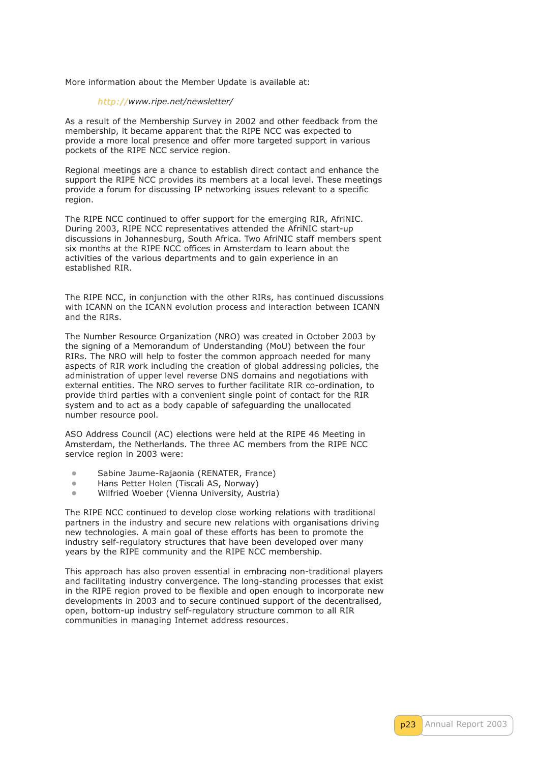More information about the Member Update is available at:

*http://www.ripe.net/newsletter/*

As a result of the Membership Survey in 2002 and other feedback from the membership, it became apparent that the RIPE NCC was expected to provide a more local presence and offer more targeted support in various pockets of the RIPE NCC service region.

Regional meetings are a chance to establish direct contact and enhance the support the RIPE NCC provides its members at a local level. These meetings provide a forum for discussing IP networking issues relevant to a specific region.

The RIPE NCC continued to offer support for the emerging RIR, AfriNIC. During 2003, RIPE NCC representatives attended the AfriNIC start-up discussions in Johannesburg, South Africa. Two AfriNIC staff members spent six months at the RIPE NCC offices in Amsterdam to learn about the activities of the various departments and to gain experience in an established RIR.

The RIPE NCC, in conjunction with the other RIRs, has continued discussions with ICANN on the ICANN evolution process and interaction between ICANN and the RIRs.

The Number Resource Organization (NRO) was created in October 2003 by the signing of a Memorandum of Understanding (MoU) between the four RIRs. The NRO will help to foster the common approach needed for many aspects of RIR work including the creation of global addressing policies, the administration of upper level reverse DNS domains and negotiations with external entities. The NRO serves to further facilitate RIR co-ordination, to provide third parties with a convenient single point of contact for the RIR system and to act as a body capable of safeguarding the unallocated number resource pool.

ASO Address Council (AC) elections were held at the RIPE 46 Meeting in Amsterdam, the Netherlands. The three AC members from the RIPE NCC service region in 2003 were:

- Sabine Jaume-Rajaonia (RENATER, France)
- Hans Petter Holen (Tiscali AS, Norway)
- Wilfried Woeber (Vienna University, Austria)

The RIPE NCC continued to develop close working relations with traditional partners in the industry and secure new relations with organisations driving new technologies. A main goal of these efforts has been to promote the industry self-regulatory structures that have been developed over many years by the RIPE community and the RIPE NCC membership.

This approach has also proven essential in embracing non-traditional players and facilitating industry convergence. The long-standing processes that exist in the RIPE region proved to be flexible and open enough to incorporate new developments in 2003 and to secure continued support of the decentralised, open, bottom-up industry self-regulatory structure common to all RIR communities in managing Internet address resources.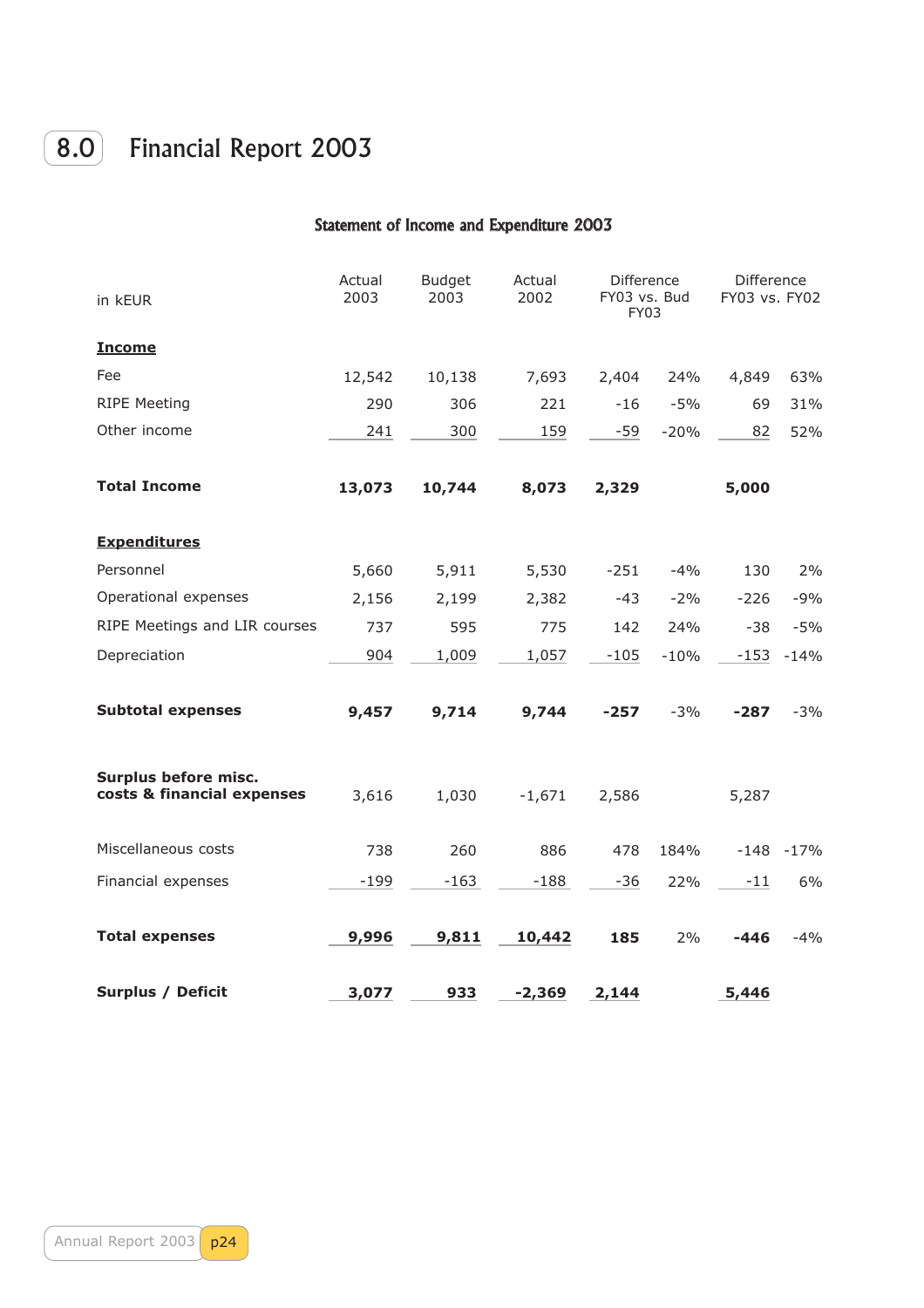# 8.0 Financial Report 2003

## Statement of Income and Expenditure 2003

| in kEUR | Actual 2003 | Budget 2003 | Actual 2002 | Difference FY03 vs. Bud FY03 | | Difference FY03 vs. FY02 | |
|---|---|---|---|---|---|---|---|
| **Income** | | | | | | | |
| Fee | 12,542 | 10,138 | 7,693 | 2,404 | 24% | 4,849 | 63% |
| RIPE Meeting | 290 | 306 | 221 | -16 | -5% | 69 | 31% |
| Other income | 241 | 300 | 159 | -59 | -20% | 82 | 52% |
| **Total Income** | **13,073** | **10,744** | **8,073** | **2,329** | | **5,000** | |
| **Expenditures** | | | | | | | |
| Personnel | 5,660 | 5,911 | 5,530 | -251 | -4% | 130 | 2% |
| Operational expenses | 2,156 | 2,199 | 2,382 | -43 | -2% | -226 | -9% |
| RIPE Meetings and LIR courses | 737 | 595 | 775 | 142 | 24% | -38 | -5% |
| Depreciation | 904 | 1,009 | 1,057 | -105 | -10% | -153 | -14% |
| **Subtotal expenses** | **9,457** | **9,714** | **9,744** | **-257** | -3% | **-287** | -3% |
| **Surplus before misc. costs & financial expenses** | 3,616 | 1,030 | -1,671 | 2,586 | | 5,287 | |
| Miscellaneous costs | 738 | 260 | 886 | 478 | 184% | -148 | -17% |
| Financial expenses | -199 | -163 | -188 | -36 | 22% | -11 | 6% |
| **Total expenses** | **9,996** | **9,811** | **10,442** | **185** | 2% | **-446** | -4% |
| **Surplus / Deficit** | **3,077** | **933** | **-2,369** | **2,144** | | **5,446** | |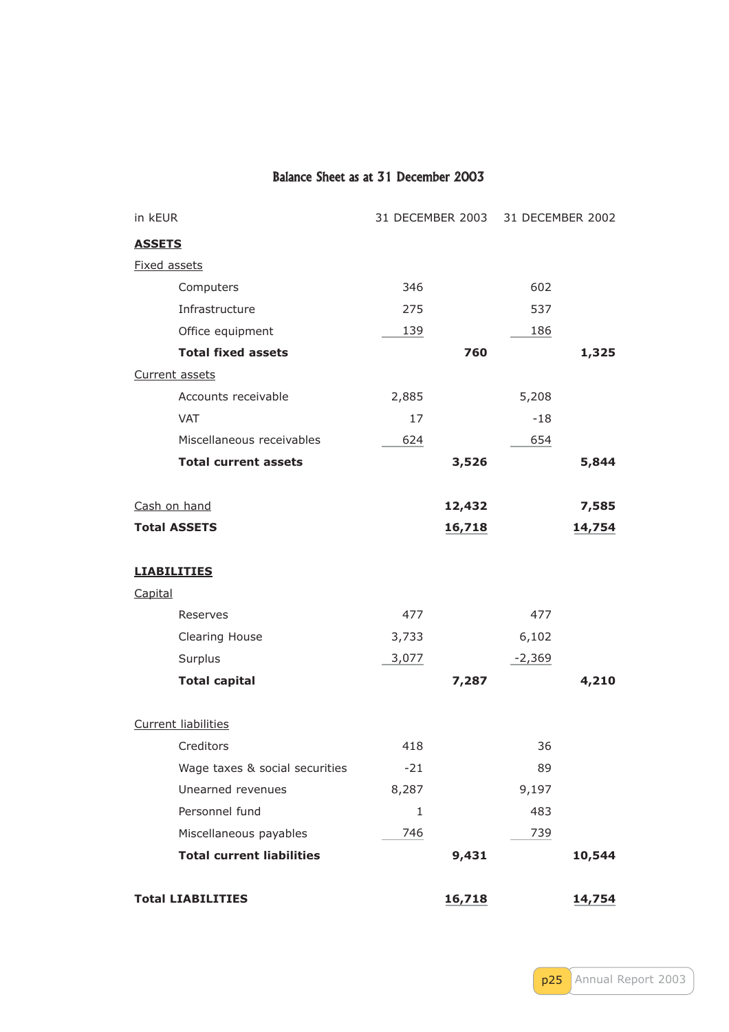# Balance Sheet as at 31 December 2003

| in kEUR | 31 DECEMBER 2003 | | 31 DECEMBER 2002 | |
|---|---|---|---|---|
| **ASSETS** | | | | |
| Fixed assets | | | | |
| Computers | 346 | | 602 | |
| Infrastructure | 275 | | 537 | |
| Office equipment | 139 | | 186 | |
| **Total fixed assets** | | **760** | | **1,325** |
| Current assets | | | | |
| Accounts receivable | 2,885 | | 5,208 | |
| VAT | 17 | | -18 | |
| Miscellaneous receivables | 624 | | 654 | |
| **Total current assets** | | **3,526** | | **5,844** |
| Cash on hand | | **12,432** | | **7,585** |
| **Total ASSETS** | | **16,718** | | **14,754** |
| **LIABILITIES** | | | | |
| Capital | | | | |
| Reserves | 477 | | 477 | |
| Clearing House | 3,733 | | 6,102 | |
| Surplus | 3,077 | | -2,369 | |
| **Total capital** | | **7,287** | | **4,210** |
| Current liabilities | | | | |
| Creditors | 418 | | 36 | |
| Wage taxes & social securities | -21 | | 89 | |
| Unearned revenues | 8,287 | | 9,197 | |
| Personnel fund | 1 | | 483 | |
| Miscellaneous payables | 746 | | 739 | |
| **Total current liabilities** | | **9,431** | | **10,544** |
| **Total LIABILITIES** | | **16,718** | | **14,754** |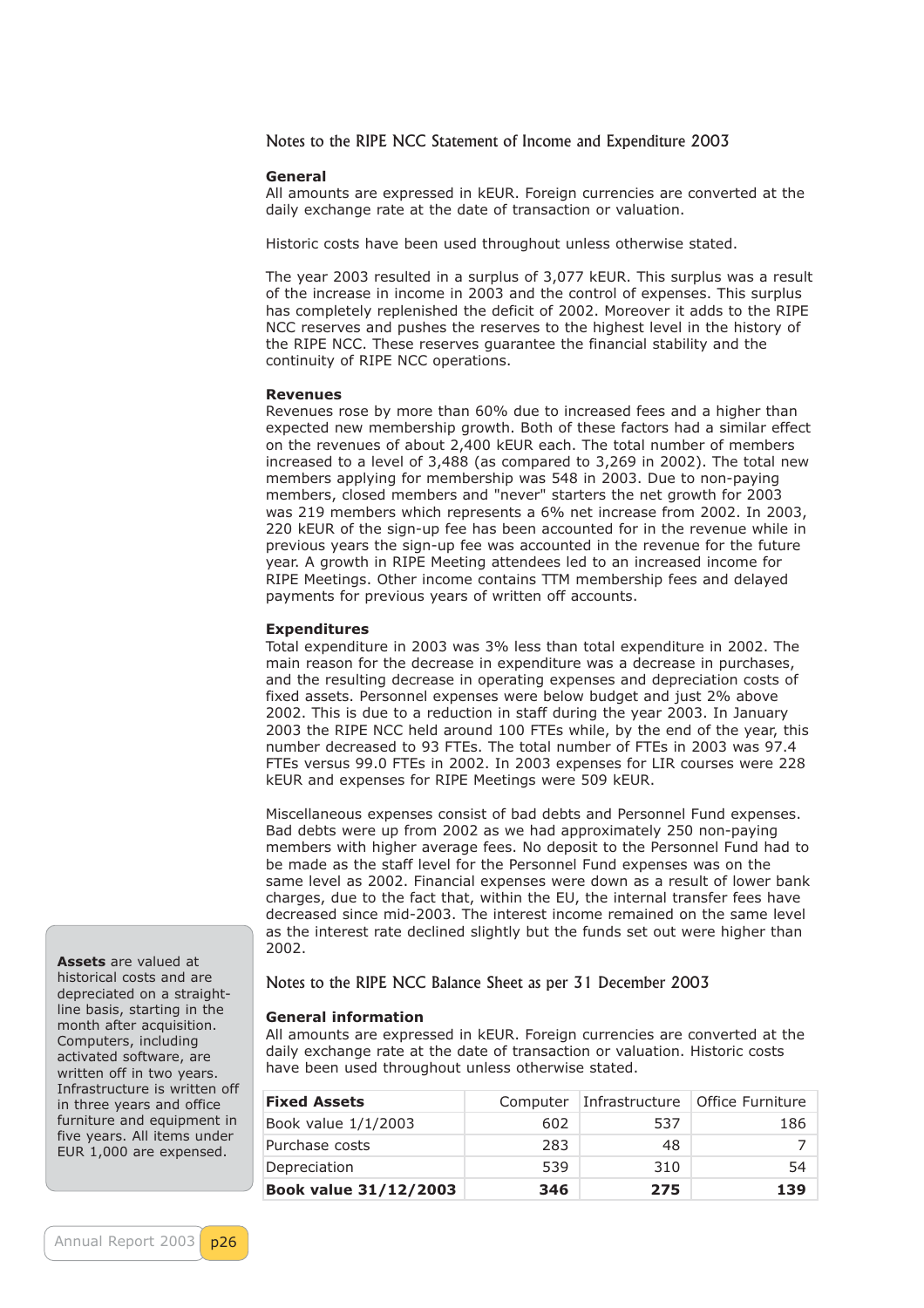## Notes to the RIPE NCC Statement of Income and Expenditure 2003

**General**

All amounts are expressed in kEUR. Foreign currencies are converted at the daily exchange rate at the date of transaction or valuation.

Historic costs have been used throughout unless otherwise stated.

The year 2003 resulted in a surplus of 3,077 kEUR. This surplus was a result of the increase in income in 2003 and the control of expenses. This surplus has completely replenished the deficit of 2002. Moreover it adds to the RIPE NCC reserves and pushes the reserves to the highest level in the history of the RIPE NCC. These reserves guarantee the financial stability and the continuity of RIPE NCC operations.

**Revenues**

Revenues rose by more than 60% due to increased fees and a higher than expected new membership growth. Both of these factors had a similar effect on the revenues of about 2,400 kEUR each. The total number of members increased to a level of 3,488 (as compared to 3,269 in 2002). The total new members applying for membership was 548 in 2003. Due to non-paying members, closed members and "never" starters the net growth for 2003 was 219 members which represents a 6% net increase from 2002. In 2003, 220 kEUR of the sign-up fee has been accounted for in the revenue while in previous years the sign-up fee was accounted in the revenue for the future year. A growth in RIPE Meeting attendees led to an increased income for RIPE Meetings. Other income contains TTM membership fees and delayed payments for previous years of written off accounts.

**Expenditures**

Total expenditure in 2003 was 3% less than total expenditure in 2002. The main reason for the decrease in expenditure was a decrease in purchases, and the resulting decrease in operating expenses and depreciation costs of fixed assets. Personnel expenses were below budget and just 2% above 2002. This is due to a reduction in staff during the year 2003. In January 2003 the RIPE NCC held around 100 FTEs while, by the end of the year, this number decreased to 93 FTEs. The total number of FTEs in 2003 was 97.4 FTEs versus 99.0 FTEs in 2002. In 2003 expenses for LIR courses were 228 kEUR and expenses for RIPE Meetings were 509 kEUR.

Miscellaneous expenses consist of bad debts and Personnel Fund expenses. Bad debts were up from 2002 as we had approximately 250 non-paying members with higher average fees. No deposit to the Personnel Fund had to be made as the staff level for the Personnel Fund expenses was on the same level as 2002. Financial expenses were down as a result of lower bank charges, due to the fact that, within the EU, the internal transfer fees have decreased since mid-2003. The interest income remained on the same level as the interest rate declined slightly but the funds set out were higher than 2002.

## Notes to the RIPE NCC Balance Sheet as per 31 December 2003

**General information**

All amounts are expressed in kEUR. Foreign currencies are converted at the daily exchange rate at the date of transaction or valuation. Historic costs have been used throughout unless otherwise stated.

| **Fixed Assets** | Computer | Infrastructure | Office Furniture |
|---|---|---|---|
| Book value 1/1/2003 | 602 | 537 | 186 |
| Purchase costs | 283 | 48 | 7 |
| Depreciation | 539 | 310 | 54 |
| **Book value 31/12/2003** | **346** | **275** | **139** |

**Assets** are valued at historical costs and are depreciated on a straight-line basis, starting in the month after acquisition. Computers, including activated software, are written off in two years. Infrastructure is written off in three years and office furniture and equipment in five years. All items under EUR 1,000 are expensed.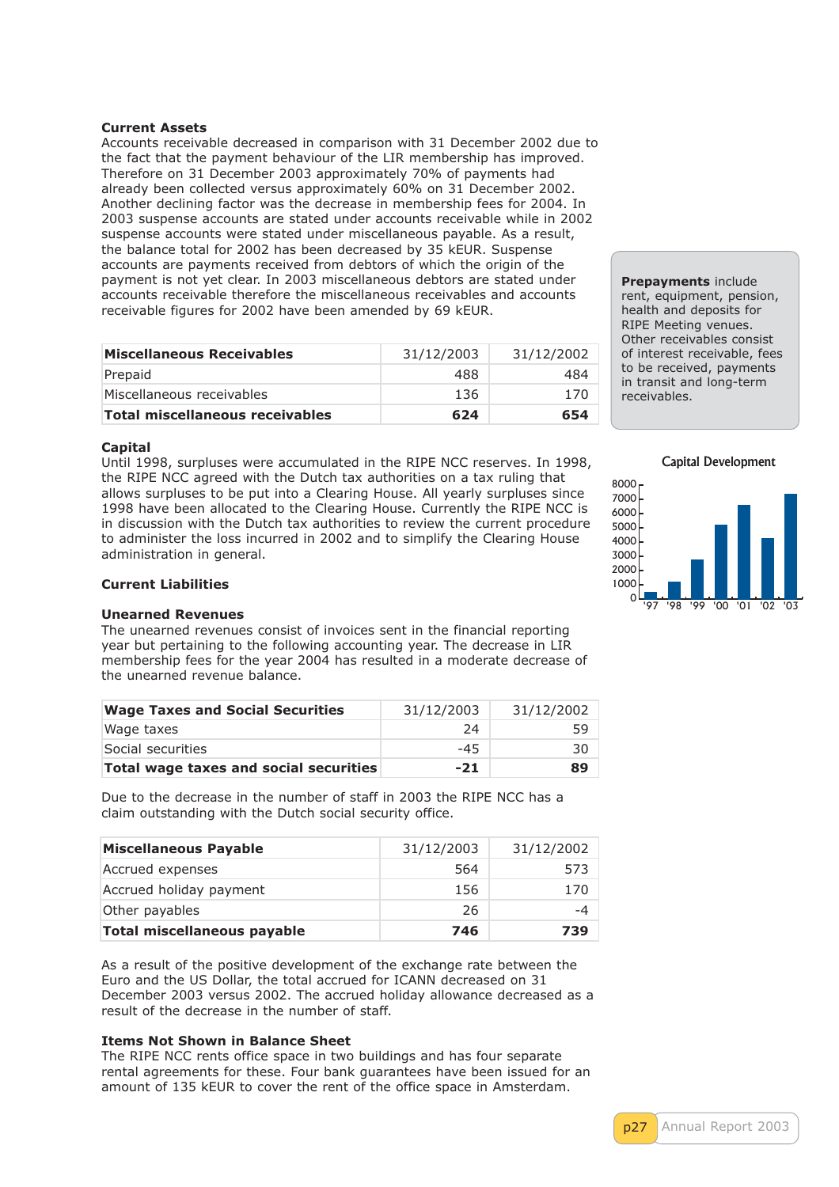### Current Assets

Accounts receivable decreased in comparison with 31 December 2002 due to the fact that the payment behaviour of the LIR membership has improved. Therefore on 31 December 2003 approximately 70% of payments had already been collected versus approximately 60% on 31 December 2002. Another declining factor was the decrease in membership fees for 2004. In 2003 suspense accounts are stated under accounts receivable while in 2002 suspense accounts were stated under miscellaneous payable. As a result, the balance total for 2002 has been decreased by 35 kEUR. Suspense accounts are payments received from debtors of which the origin of the payment is not yet clear. In 2003 miscellaneous debtors are stated under accounts receivable therefore the miscellaneous receivables and accounts receivable figures for 2002 have been amended by 69 kEUR.

| **Miscellaneous Receivables** | 31/12/2003 | 31/12/2002 |
|---|---|---|
| Prepaid | 488 | 484 |
| Miscellaneous receivables | 136 | 170 |
| **Total miscellaneous receivables** | **624** | **654** |

**Prepayments** include rent, equipment, pension, health and deposits for RIPE Meeting venues. Other receivables consist of interest receivable, fees to be received, payments in transit and long-term receivables.

### Capital

Until 1998, surpluses were accumulated in the RIPE NCC reserves. In 1998, the RIPE NCC agreed with the Dutch tax authorities on a tax ruling that allows surpluses to be put into a Clearing House. All yearly surpluses since 1998 have been allocated to the Clearing House. Currently the RIPE NCC is in discussion with the Dutch tax authorities to review the current procedure to administer the loss incurred in 2002 and to simplify the Clearing House administration in general.

Capital Development

### Current Liabilities

### Unearned Revenues

The unearned revenues consist of invoices sent in the financial reporting year but pertaining to the following accounting year. The decrease in LIR membership fees for the year 2004 has resulted in a moderate decrease of the unearned revenue balance.

| **Wage Taxes and Social Securities** | 31/12/2003 | 31/12/2002 |
|---|---|---|
| Wage taxes | 24 | 59 |
| Social securities | -45 | 30 |
| **Total wage taxes and social securities** | **-21** | **89** |

Due to the decrease in the number of staff in 2003 the RIPE NCC has a claim outstanding with the Dutch social security office.

| **Miscellaneous Payable** | 31/12/2003 | 31/12/2002 |
|---|---|---|
| Accrued expenses | 564 | 573 |
| Accrued holiday payment | 156 | 170 |
| Other payables | 26 | -4 |
| **Total miscellaneous payable** | **746** | **739** |

As a result of the positive development of the exchange rate between the Euro and the US Dollar, the total accrued for ICANN decreased on 31 December 2003 versus 2002. The accrued holiday allowance decreased as a result of the decrease in the number of staff.

### Items Not Shown in Balance Sheet

The RIPE NCC rents office space in two buildings and has four separate rental agreements for these. Four bank guarantees have been issued for an amount of 135 kEUR to cover the rent of the office space in Amsterdam.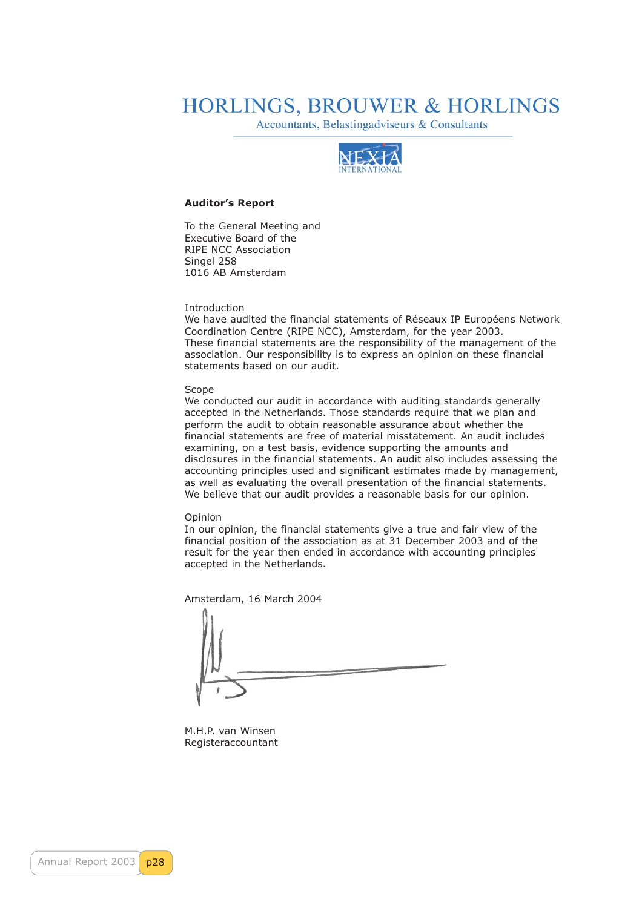HORLINGS, BROUWER & HORLINGS

Accountants, Belastingadviseurs & Consultants

NEXIA INTERNATIONAL

**Auditor's Report**

To the General Meeting and
Executive Board of the
RIPE NCC Association
Singel 258
1016 AB Amsterdam

Introduction
We have audited the financial statements of Réseaux IP Européens Network Coordination Centre (RIPE NCC), Amsterdam, for the year 2003.
These financial statements are the responsibility of the management of the association. Our responsibility is to express an opinion on these financial statements based on our audit.

Scope
We conducted our audit in accordance with auditing standards generally accepted in the Netherlands. Those standards require that we plan and perform the audit to obtain reasonable assurance about whether the financial statements are free of material misstatement. An audit includes examining, on a test basis, evidence supporting the amounts and disclosures in the financial statements. An audit also includes assessing the accounting principles used and significant estimates made by management, as well as evaluating the overall presentation of the financial statements. We believe that our audit provides a reasonable basis for our opinion.

Opinion
In our opinion, the financial statements give a true and fair view of the financial position of the association as at 31 December 2003 and of the result for the year then ended in accordance with accounting principles accepted in the Netherlands.

Amsterdam, 16 March 2004

M.H.P. van Winsen
Registeraccountant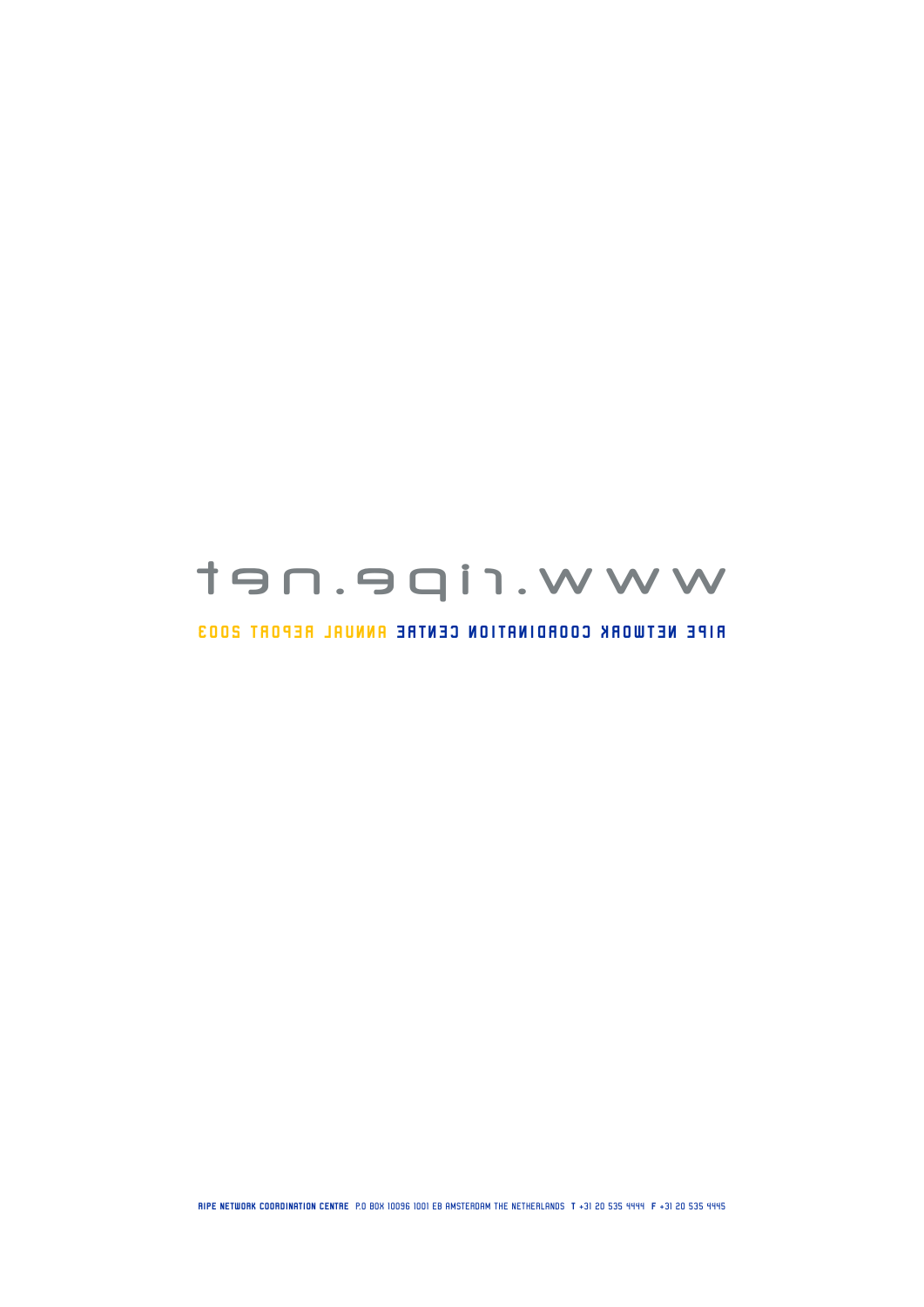www.ripe.net

RIPE NETWORK COORDINATION CENTRE ANNUAL REPORT 2003

**RIPE NETWORK COORDINATION CENTRE** P.O BOX 10096 1001 EB AMSTERDAM THE NETHERLANDS **T** +31 20 535 4444 **F** +31 20 535 4445